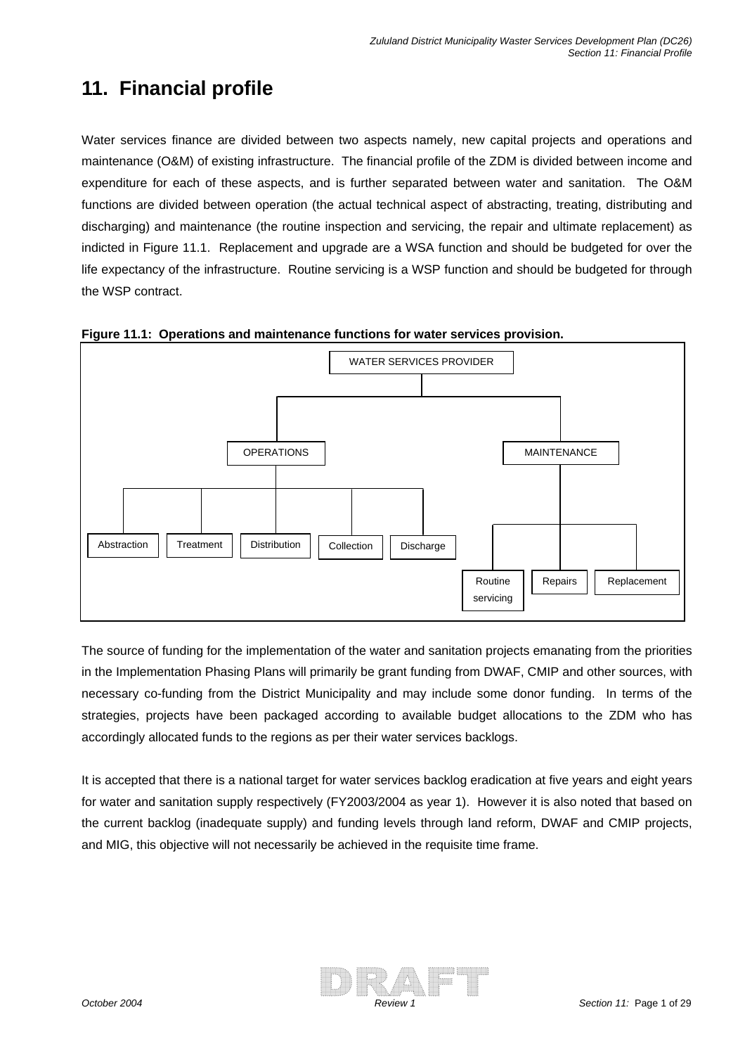# 11. Financial profile

Water services finance are divided between two aspects namely, new capital projects and operations and maintenance (O&M) of existing infrastructure. The financial profile of the ZDM is divided between income and expenditure for each of these aspects, and is further separated between water and sanitation. The O&M functions are divided between operation (the actual technical aspect of abstracting, treating, distributing and discharging) and maintenance (the routine inspection and servicing, the repair and ultimate replacement) as indicted in Figure 11.1. Replacement and upgrade are a WSA function and should be budgeted for over the life expectancy of the infrastructure. Routine servicing is a WSP function and should be budgeted for through the WSP contract.

**Figure 11.1: Operations and maintenance functions for water services provision.**

- WATER SERVICES PROVIDER
  - OPERATIONS
    - Abstraction
    - Treatment
    - Distribution
    - Collection
    - Discharge
  - MAINTENANCE
    - Routine servicing
    - Repairs
    - Replacement

The source of funding for the implementation of the water and sanitation projects emanating from the priorities in the Implementation Phasing Plans will primarily be grant funding from DWAF, CMIP and other sources, with necessary co-funding from the District Municipality and may include some donor funding. In terms of the strategies, projects have been packaged according to available budget allocations to the ZDM who has accordingly allocated funds to the regions as per their water services backlogs.

It is accepted that there is a national target for water services backlog eradication at five years and eight years for water and sanitation supply respectively (FY2003/2004 as year 1). However it is also noted that based on the current backlog (inadequate supply) and funding levels through land reform, DWAF and CMIP projects, and MIG, this objective will not necessarily be achieved in the requisite time frame.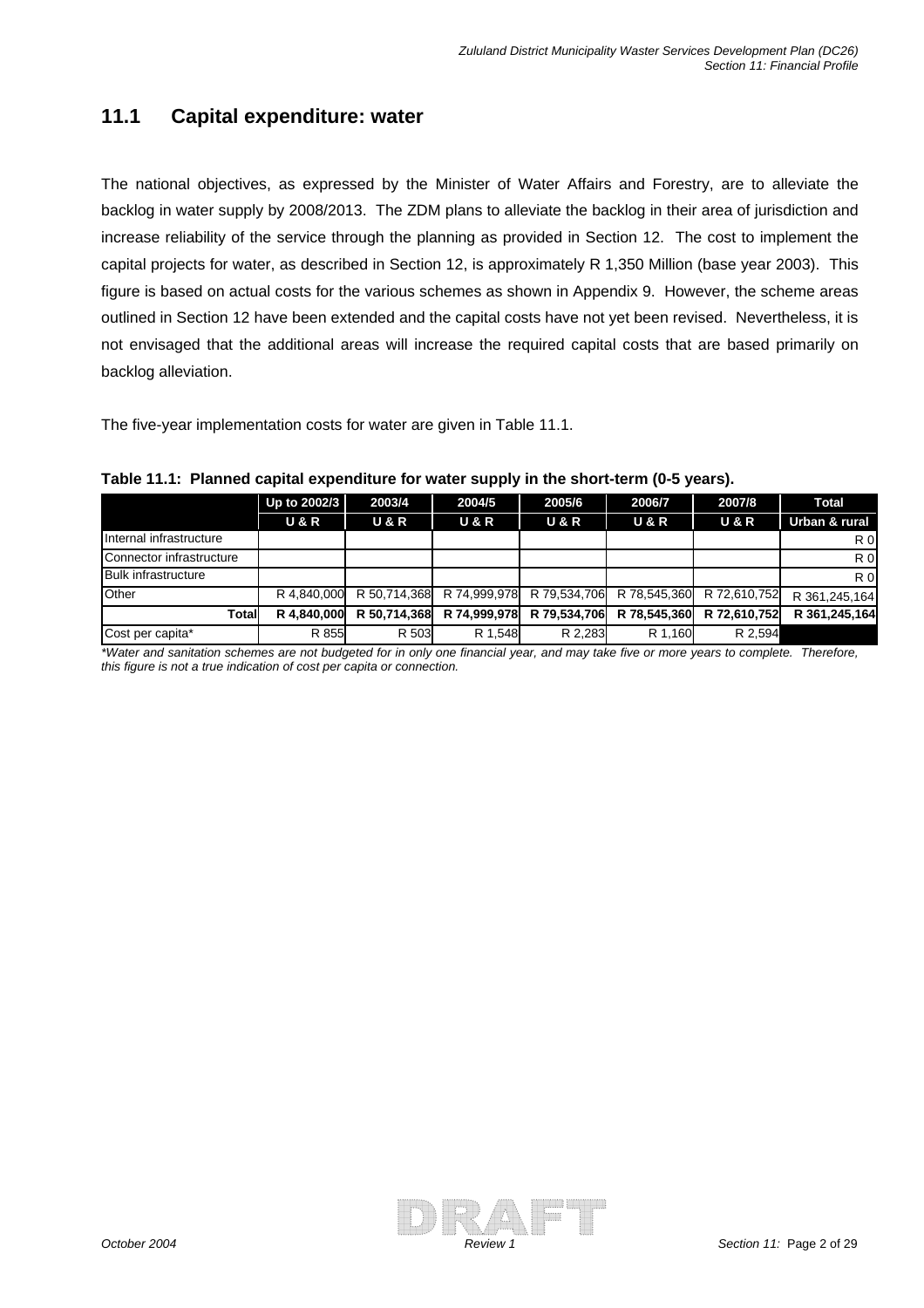## 11.1 Capital expenditure: water

The national objectives, as expressed by the Minister of Water Affairs and Forestry, are to alleviate the backlog in water supply by 2008/2013. The ZDM plans to alleviate the backlog in their area of jurisdiction and increase reliability of the service through the planning as provided in Section 12. The cost to implement the capital projects for water, as described in Section 12, is approximately R 1,350 Million (base year 2003). This figure is based on actual costs for the various schemes as shown in Appendix 9. However, the scheme areas outlined in Section 12 have been extended and the capital costs have not yet been revised. Nevertheless, it is not envisaged that the additional areas will increase the required capital costs that are based primarily on backlog alleviation.

The five-year implementation costs for water are given in Table 11.1.

**Table 11.1: Planned capital expenditure for water supply in the short-term (0-5 years).**

| | Up to 2002/3 | 2003/4 | 2004/5 | 2005/6 | 2006/7 | 2007/8 | Total |
|---|---|---|---|---|---|---|---|
| | U & R | U & R | U & R | U & R | U & R | U & R | Urban & rural |
| Internal infrastructure | | | | | | | R 0 |
| Connector infrastructure | | | | | | | R 0 |
| Bulk infrastructure | | | | | | | R 0 |
| Other | R 4,840,000 | R 50,714,368 | R 74,999,978 | R 79,534,706 | R 78,545,360 | R 72,610,752 | R 361,245,164 |
| **Total** | **R 4,840,000** | **R 50,714,368** | **R 74,999,978** | **R 79,534,706** | **R 78,545,360** | **R 72,610,752** | **R 361,245,164** |
| Cost per capita* | R 855 | R 503 | R 1,548 | R 2,283 | R 1,160 | R 2,594 | |

*\*Water and sanitation schemes are not budgeted for in only one financial year, and may take five or more years to complete. Therefore, this figure is not a true indication of cost per capita or connection.*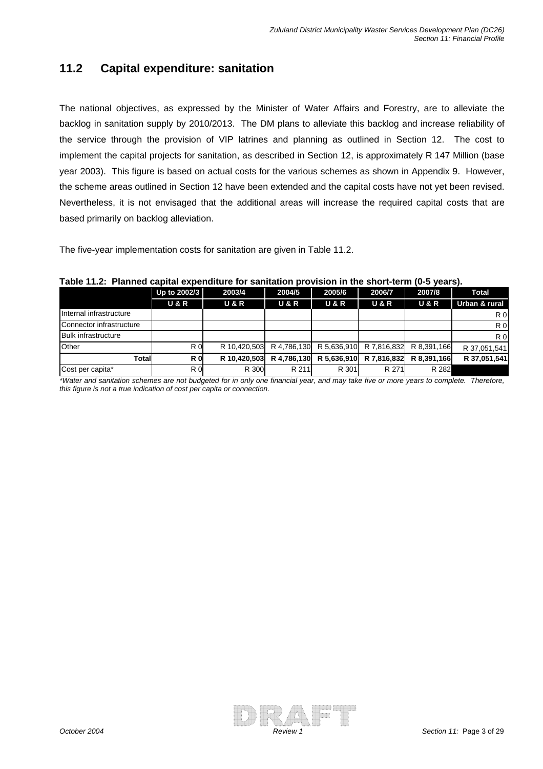## 11.2 Capital expenditure: sanitation

The national objectives, as expressed by the Minister of Water Affairs and Forestry, are to alleviate the backlog in sanitation supply by 2010/2013. The DM plans to alleviate this backlog and increase reliability of the service through the provision of VIP latrines and planning as outlined in Section 12. The cost to implement the capital projects for sanitation, as described in Section 12, is approximately R 147 Million (base year 2003). This figure is based on actual costs for the various schemes as shown in Appendix 9. However, the scheme areas outlined in Section 12 have been extended and the capital costs have not yet been revised. Nevertheless, it is not envisaged that the additional areas will increase the required capital costs that are based primarily on backlog alleviation.

The five-year implementation costs for sanitation are given in Table 11.2.

**Table 11.2: Planned capital expenditure for sanitation provision in the short-term (0-5 years).**

| | Up to 2002/3 | 2003/4 | 2004/5 | 2005/6 | 2006/7 | 2007/8 | Total |
|---|---|---|---|---|---|---|---|
| | U & R | U & R | U & R | U & R | U & R | U & R | Urban & rural |
| Internal infrastructure | | | | | | | R 0 |
| Connector infrastructure | | | | | | | R 0 |
| Bulk infrastructure | | | | | | | R 0 |
| Other | R 0 | R 10,420,503 | R 4,786,130 | R 5,636,910 | R 7,816,832 | R 8,391,166 | R 37,051,541 |
| **Total** | **R 0** | **R 10,420,503** | **R 4,786,130** | **R 5,636,910** | **R 7,816,832** | **R 8,391,166** | **R 37,051,541** |
| Cost per capita* | R 0 | R 300 | R 211 | R 301 | R 271 | R 282 | |

*\*Water and sanitation schemes are not budgeted for in only one financial year, and may take five or more years to complete. Therefore, this figure is not a true indication of cost per capita or connection.*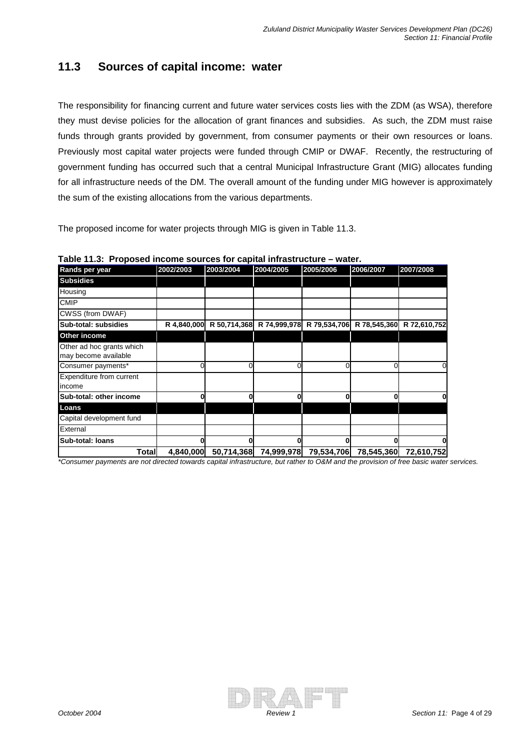## 11.3 Sources of capital income: water

The responsibility for financing current and future water services costs lies with the ZDM (as WSA), therefore they must devise policies for the allocation of grant finances and subsidies. As such, the ZDM must raise funds through grants provided by government, from consumer payments or their own resources or loans. Previously most capital water projects were funded through CMIP or DWAF. Recently, the restructuring of government funding has occurred such that a central Municipal Infrastructure Grant (MIG) allocates funding for all infrastructure needs of the DM. The overall amount of the funding under MIG however is approximately the sum of the existing allocations from the various departments.

The proposed income for water projects through MIG is given in Table 11.3.

**Table 11.3: Proposed income sources for capital infrastructure – water.**

| Rands per year | 2002/2003 | 2003/2004 | 2004/2005 | 2005/2006 | 2006/2007 | 2007/2008 |
|---|---|---|---|---|---|---|
| **Subsidies** | | | | | | |
| Housing | | | | | | |
| CMIP | | | | | | |
| CWSS (from DWAF) | | | | | | |
| **Sub-total: subsidies** | R 4,840,000 | R 50,714,368 | R 74,999,978 | R 79,534,706 | R 78,545,360 | R 72,610,752 |
| **Other income** | | | | | | |
| Other ad hoc grants which may become available | | | | | | |
| Consumer payments* | 0 | 0 | 0 | 0 | 0 | 0 |
| Expenditure from current income | | | | | | |
| **Sub-total: other income** | **0** | **0** | **0** | **0** | **0** | **0** |
| **Loans** | | | | | | |
| Capital development fund | | | | | | |
| External | | | | | | |
| **Sub-total: loans** | **0** | **0** | **0** | **0** | **0** | **0** |
| **Total** | **4,840,000** | **50,714,368** | **74,999,978** | **79,534,706** | **78,545,360** | **72,610,752** |

*\*Consumer payments are not directed towards capital infrastructure, but rather to O&M and the provision of free basic water services.*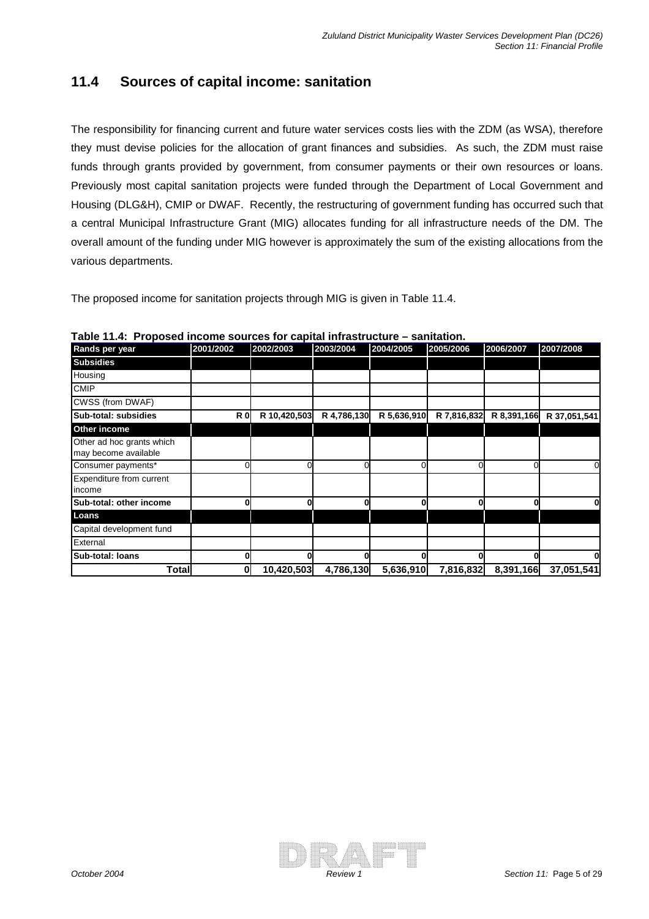## 11.4 Sources of capital income: sanitation

The responsibility for financing current and future water services costs lies with the ZDM (as WSA), therefore they must devise policies for the allocation of grant finances and subsidies. As such, the ZDM must raise funds through grants provided by government, from consumer payments or their own resources or loans. Previously most capital sanitation projects were funded through the Department of Local Government and Housing (DLG&H), CMIP or DWAF. Recently, the restructuring of government funding has occurred such that a central Municipal Infrastructure Grant (MIG) allocates funding for all infrastructure needs of the DM. The overall amount of the funding under MIG however is approximately the sum of the existing allocations from the various departments.

The proposed income for sanitation projects through MIG is given in Table 11.4.

**Table 11.4: Proposed income sources for capital infrastructure – sanitation.**

| Rands per year | 2001/2002 | 2002/2003 | 2003/2004 | 2004/2005 | 2005/2006 | 2006/2007 | 2007/2008 |
|---|---|---|---|---|---|---|---|
| **Subsidies** | | | | | | | |
| Housing | | | | | | | |
| CMIP | | | | | | | |
| CWSS (from DWAF) | | | | | | | |
| **Sub-total: subsidies** | **R 0** | **R 10,420,503** | **R 4,786,130** | **R 5,636,910** | **R 7,816,832** | **R 8,391,166** | **R 37,051,541** |
| **Other income** | | | | | | | |
| Other ad hoc grants which may become available | | | | | | | |
| Consumer payments* | 0 | 0 | 0 | 0 | 0 | 0 | 0 |
| Expenditure from current income | | | | | | | |
| **Sub-total: other income** | **0** | **0** | **0** | **0** | **0** | **0** | **0** |
| **Loans** | | | | | | | |
| Capital development fund | | | | | | | |
| External | | | | | | | |
| **Sub-total: loans** | **0** | **0** | **0** | **0** | **0** | **0** | **0** |
| **Total** | **0** | **10,420,503** | **4,786,130** | **5,636,910** | **7,816,832** | **8,391,166** | **37,051,541** |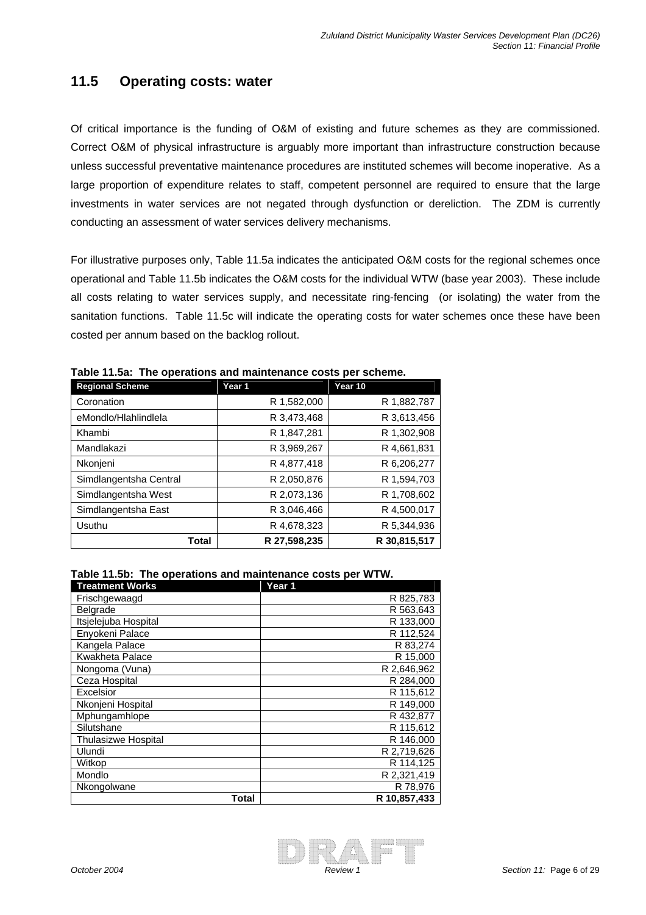## 11.5 Operating costs: water

Of critical importance is the funding of O&M of existing and future schemes as they are commissioned. Correct O&M of physical infrastructure is arguably more important than infrastructure construction because unless successful preventative maintenance procedures are instituted schemes will become inoperative. As a large proportion of expenditure relates to staff, competent personnel are required to ensure that the large investments in water services are not negated through dysfunction or dereliction. The ZDM is currently conducting an assessment of water services delivery mechanisms.

For illustrative purposes only, Table 11.5a indicates the anticipated O&M costs for the regional schemes once operational and Table 11.5b indicates the O&M costs for the individual WTW (base year 2003). These include all costs relating to water services supply, and necessitate ring-fencing (or isolating) the water from the sanitation functions. Table 11.5c will indicate the operating costs for water schemes once these have been costed per annum based on the backlog rollout.

**Table 11.5a: The operations and maintenance costs per scheme.**

| Regional Scheme | Year 1 | Year 10 |
|---|---|---|
| Coronation | R 1,582,000 | R 1,882,787 |
| eMondlo/Hlahlindlela | R 3,473,468 | R 3,613,456 |
| Khambi | R 1,847,281 | R 1,302,908 |
| Mandlakazi | R 3,969,267 | R 4,661,831 |
| Nkonjeni | R 4,877,418 | R 6,206,277 |
| Simdlangentsha Central | R 2,050,876 | R 1,594,703 |
| Simdlangentsha West | R 2,073,136 | R 1,708,602 |
| Simdlangentsha East | R 3,046,466 | R 4,500,017 |
| Usuthu | R 4,678,323 | R 5,344,936 |
| **Total** | **R 27,598,235** | **R 30,815,517** |

**Table 11.5b: The operations and maintenance costs per WTW.**

| Treatment Works | Year 1 |
|---|---|
| Frischgewaagd | R 825,783 |
| Belgrade | R 563,643 |
| Itsjelejuba Hospital | R 133,000 |
| Enyokeni Palace | R 112,524 |
| Kangela Palace | R 83,274 |
| Kwakheta Palace | R 15,000 |
| Nongoma (Vuna) | R 2,646,962 |
| Ceza Hospital | R 284,000 |
| Excelsior | R 115,612 |
| Nkonjeni Hospital | R 149,000 |
| Mphungamhlope | R 432,877 |
| Silutshane | R 115,612 |
| Thulasizwe Hospital | R 146,000 |
| Ulundi | R 2,719,626 |
| Witkop | R 114,125 |
| Mondlo | R 2,321,419 |
| Nkongolwane | R 78,976 |
| **Total** | **R 10,857,433** |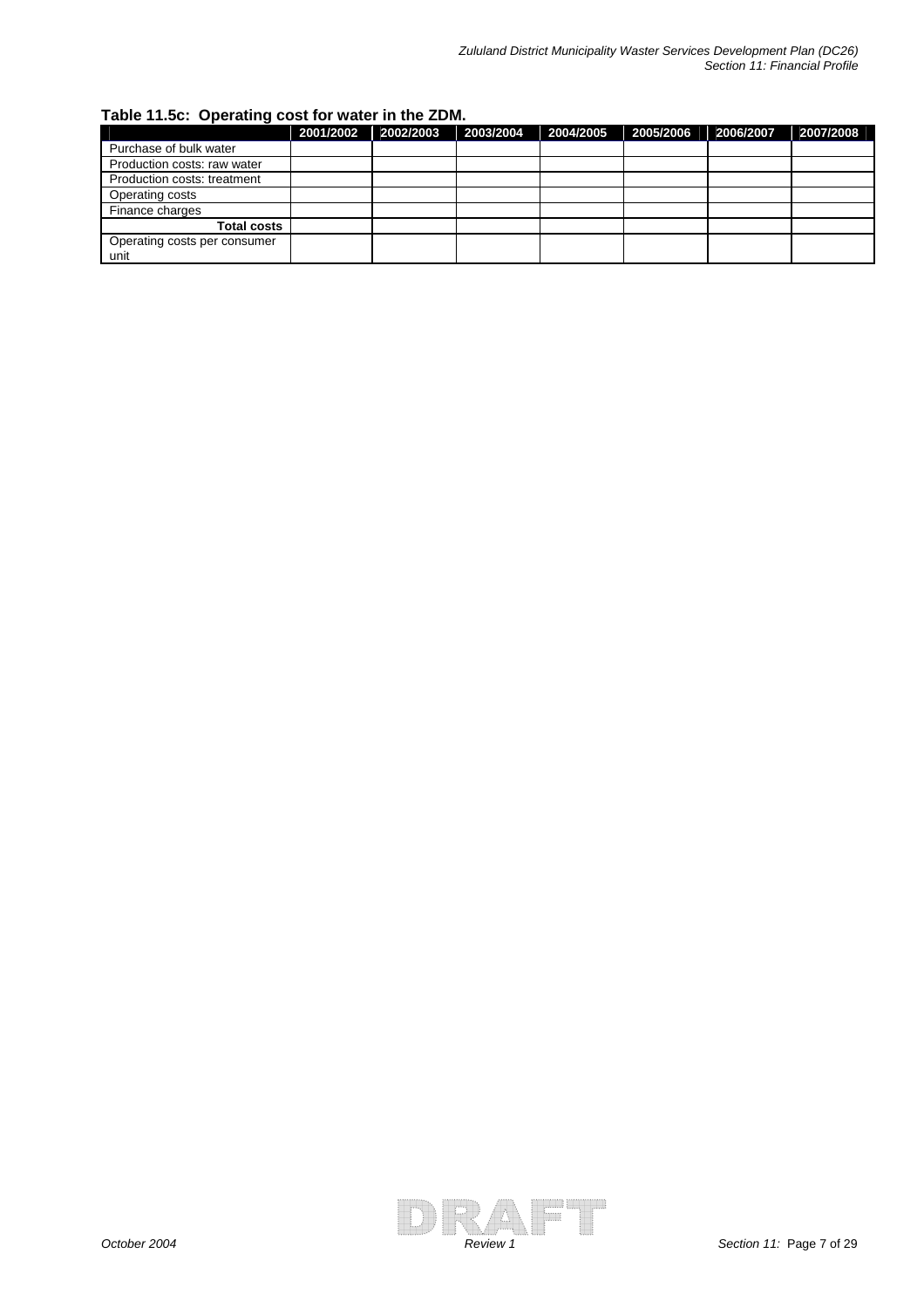**Table 11.5c: Operating cost for water in the ZDM.**

| | 2001/2002 | 2002/2003 | 2003/2004 | 2004/2005 | 2005/2006 | 2006/2007 | 2007/2008 |
|---|---|---|---|---|---|---|---|
| Purchase of bulk water | | | | | | | |
| Production costs: raw water | | | | | | | |
| Production costs: treatment | | | | | | | |
| Operating costs | | | | | | | |
| Finance charges | | | | | | | |
| **Total costs** | | | | | | | |
| Operating costs per consumer unit | | | | | | | |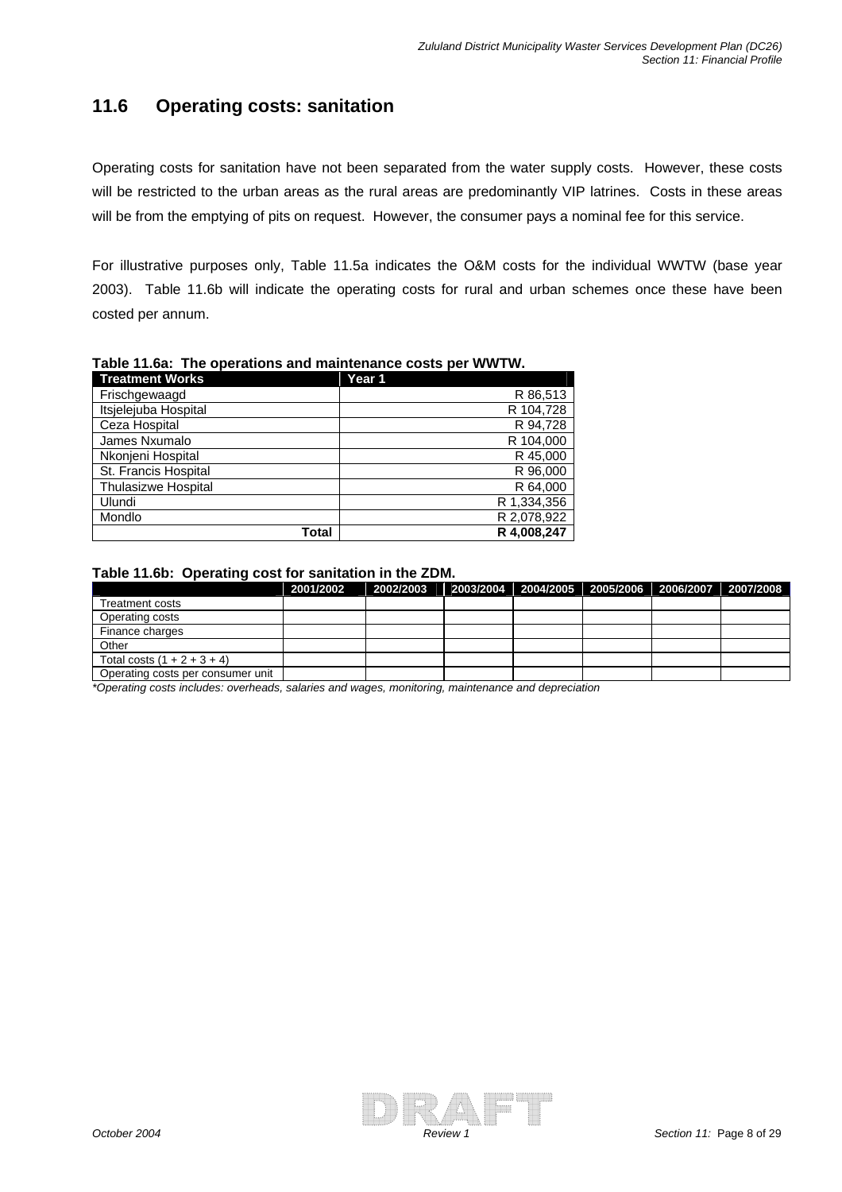## 11.6 Operating costs: sanitation

Operating costs for sanitation have not been separated from the water supply costs. However, these costs will be restricted to the urban areas as the rural areas are predominantly VIP latrines. Costs in these areas will be from the emptying of pits on request. However, the consumer pays a nominal fee for this service.

For illustrative purposes only, Table 11.5a indicates the O&M costs for the individual WWTW (base year 2003). Table 11.6b will indicate the operating costs for rural and urban schemes once these have been costed per annum.

**Table 11.6a: The operations and maintenance costs per WWTW.**

| Treatment Works | Year 1 |
|---|---|
| Frischgewaagd | R 86,513 |
| Itsjelejuba Hospital | R 104,728 |
| Ceza Hospital | R 94,728 |
| James Nxumalo | R 104,000 |
| Nkonjeni Hospital | R 45,000 |
| St. Francis Hospital | R 96,000 |
| Thulasizwe Hospital | R 64,000 |
| Ulundi | R 1,334,356 |
| Mondlo | R 2,078,922 |
| **Total** | **R 4,008,247** |

**Table 11.6b: Operating cost for sanitation in the ZDM.**

| | 2001/2002 | 2002/2003 | 2003/2004 | 2004/2005 | 2005/2006 | 2006/2007 | 2007/2008 |
|---|---|---|---|---|---|---|---|
| Treatment costs | | | | | | | |
| Operating costs | | | | | | | |
| Finance charges | | | | | | | |
| Other | | | | | | | |
| Total costs (1 + 2 + 3 + 4) | | | | | | | |
| Operating costs per consumer unit | | | | | | | |

*\*Operating costs includes: overheads, salaries and wages, monitoring, maintenance and depreciation*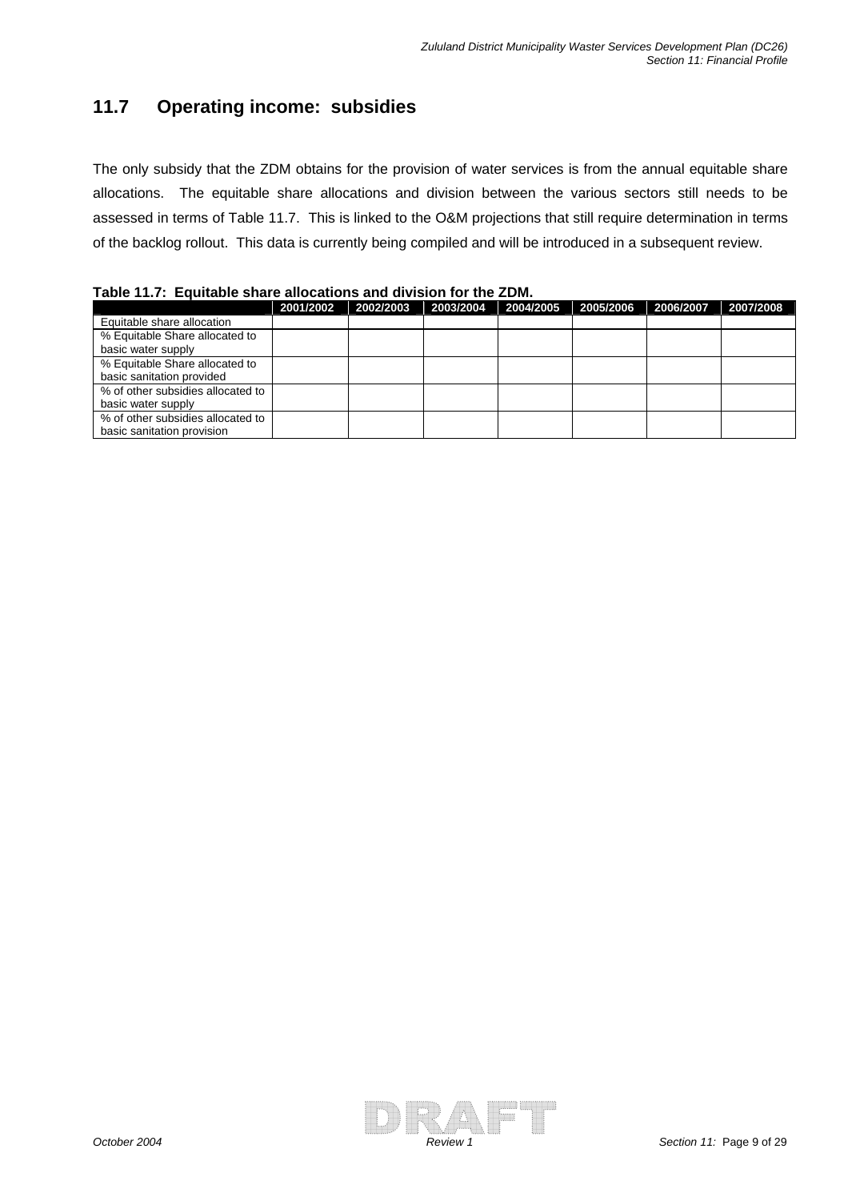## 11.7 Operating income: subsidies

The only subsidy that the ZDM obtains for the provision of water services is from the annual equitable share allocations. The equitable share allocations and division between the various sectors still needs to be assessed in terms of Table 11.7. This is linked to the O&M projections that still require determination in terms of the backlog rollout. This data is currently being compiled and will be introduced in a subsequent review.

**Table 11.7: Equitable share allocations and division for the ZDM.**

| | 2001/2002 | 2002/2003 | 2003/2004 | 2004/2005 | 2005/2006 | 2006/2007 | 2007/2008 |
|---|---|---|---|---|---|---|---|
| Equitable share allocation | | | | | | | |
| % Equitable Share allocated to basic water supply | | | | | | | |
| % Equitable Share allocated to basic sanitation provided | | | | | | | |
| % of other subsidies allocated to basic water supply | | | | | | | |
| % of other subsidies allocated to basic sanitation provision | | | | | | | |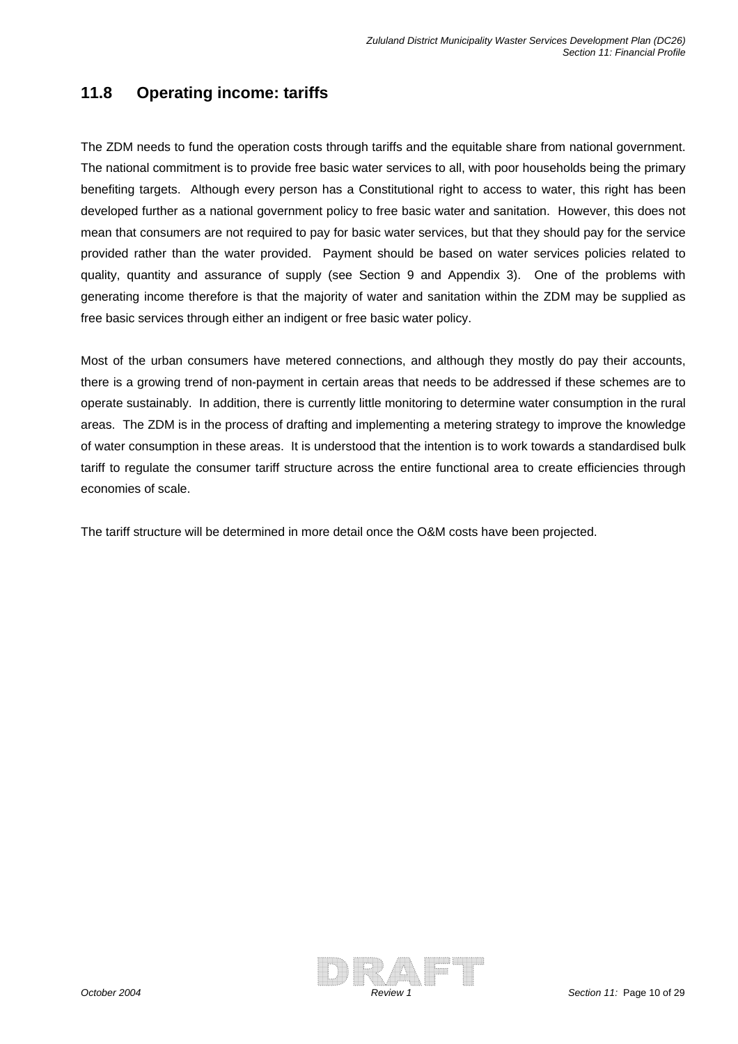## 11.8 Operating income: tariffs

The ZDM needs to fund the operation costs through tariffs and the equitable share from national government. The national commitment is to provide free basic water services to all, with poor households being the primary benefiting targets. Although every person has a Constitutional right to access to water, this right has been developed further as a national government policy to free basic water and sanitation. However, this does not mean that consumers are not required to pay for basic water services, but that they should pay for the service provided rather than the water provided. Payment should be based on water services policies related to quality, quantity and assurance of supply (see Section 9 and Appendix 3). One of the problems with generating income therefore is that the majority of water and sanitation within the ZDM may be supplied as free basic services through either an indigent or free basic water policy.

Most of the urban consumers have metered connections, and although they mostly do pay their accounts, there is a growing trend of non-payment in certain areas that needs to be addressed if these schemes are to operate sustainably. In addition, there is currently little monitoring to determine water consumption in the rural areas. The ZDM is in the process of drafting and implementing a metering strategy to improve the knowledge of water consumption in these areas. It is understood that the intention is to work towards a standardised bulk tariff to regulate the consumer tariff structure across the entire functional area to create efficiencies through economies of scale.

The tariff structure will be determined in more detail once the O&M costs have been projected.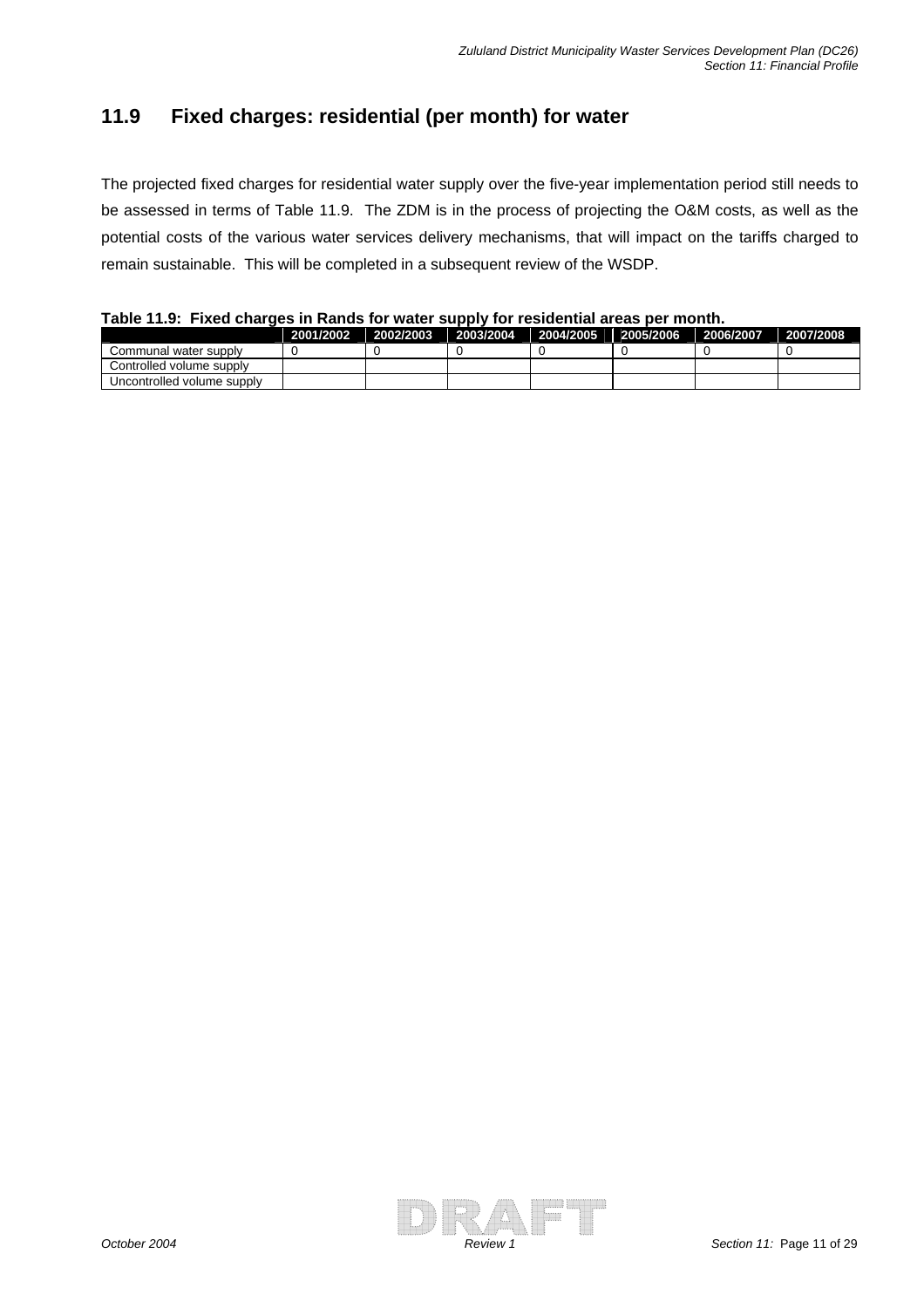## 11.9 Fixed charges: residential (per month) for water

The projected fixed charges for residential water supply over the five-year implementation period still needs to be assessed in terms of Table 11.9. The ZDM is in the process of projecting the O&M costs, as well as the potential costs of the various water services delivery mechanisms, that will impact on the tariffs charged to remain sustainable. This will be completed in a subsequent review of the WSDP.

**Table 11.9: Fixed charges in Rands for water supply for residential areas per month.**

| | 2001/2002 | 2002/2003 | 2003/2004 | 2004/2005 | 2005/2006 | 2006/2007 | 2007/2008 |
|---|---|---|---|---|---|---|---|
| Communal water supply | 0 | 0 | 0 | 0 | 0 | 0 | 0 |
| Controlled volume supply | | | | | | | |
| Uncontrolled volume supply | | | | | | | |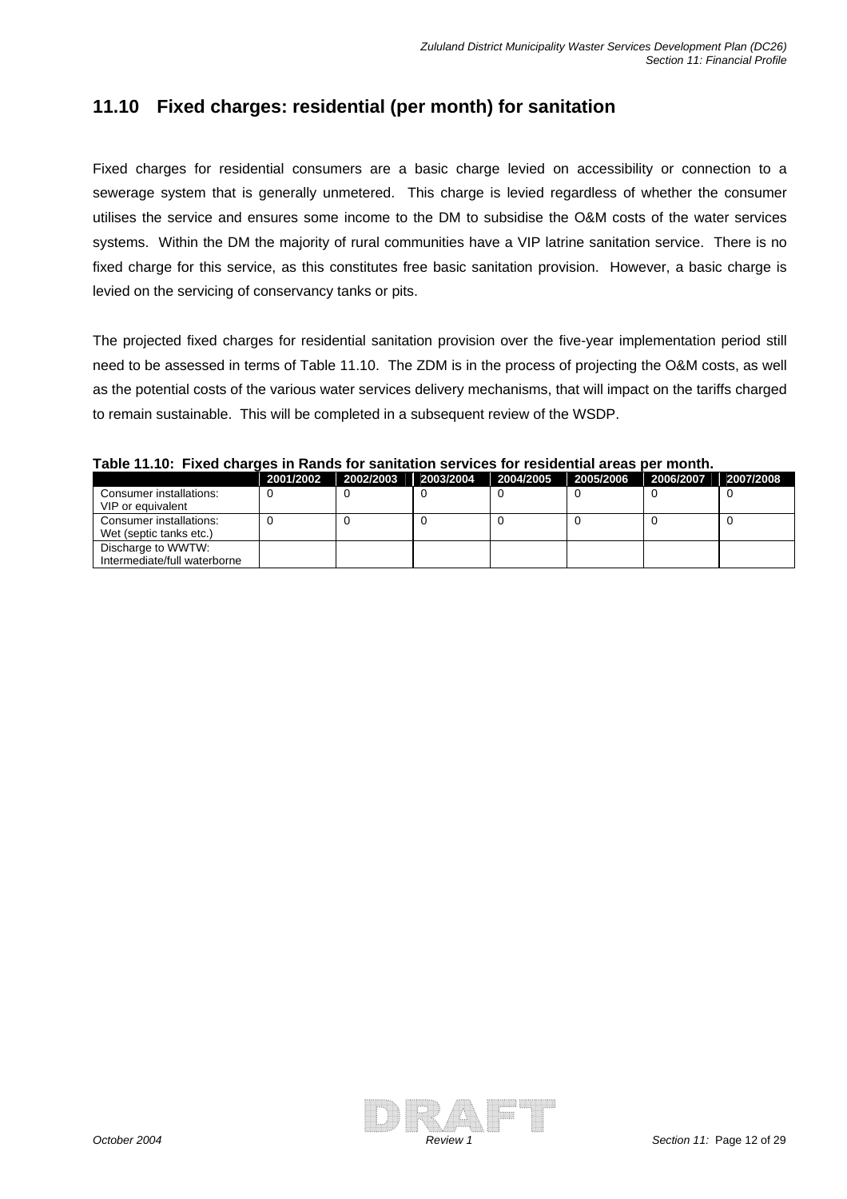## 11.10 Fixed charges: residential (per month) for sanitation

Fixed charges for residential consumers are a basic charge levied on accessibility or connection to a sewerage system that is generally unmetered. This charge is levied regardless of whether the consumer utilises the service and ensures some income to the DM to subsidise the O&M costs of the water services systems. Within the DM the majority of rural communities have a VIP latrine sanitation service. There is no fixed charge for this service, as this constitutes free basic sanitation provision. However, a basic charge is levied on the servicing of conservancy tanks or pits.

The projected fixed charges for residential sanitation provision over the five-year implementation period still need to be assessed in terms of Table 11.10. The ZDM is in the process of projecting the O&M costs, as well as the potential costs of the various water services delivery mechanisms, that will impact on the tariffs charged to remain sustainable. This will be completed in a subsequent review of the WSDP.

**Table 11.10: Fixed charges in Rands for sanitation services for residential areas per month.**

| | 2001/2002 | 2002/2003 | 2003/2004 | 2004/2005 | 2005/2006 | 2006/2007 | 2007/2008 |
|---|---|---|---|---|---|---|---|
| Consumer installations: VIP or equivalent | 0 | 0 | 0 | 0 | 0 | 0 | 0 |
| Consumer installations: Wet (septic tanks etc.) | 0 | 0 | 0 | 0 | 0 | 0 | 0 |
| Discharge to WWTW: Intermediate/full waterborne | | | | | | | |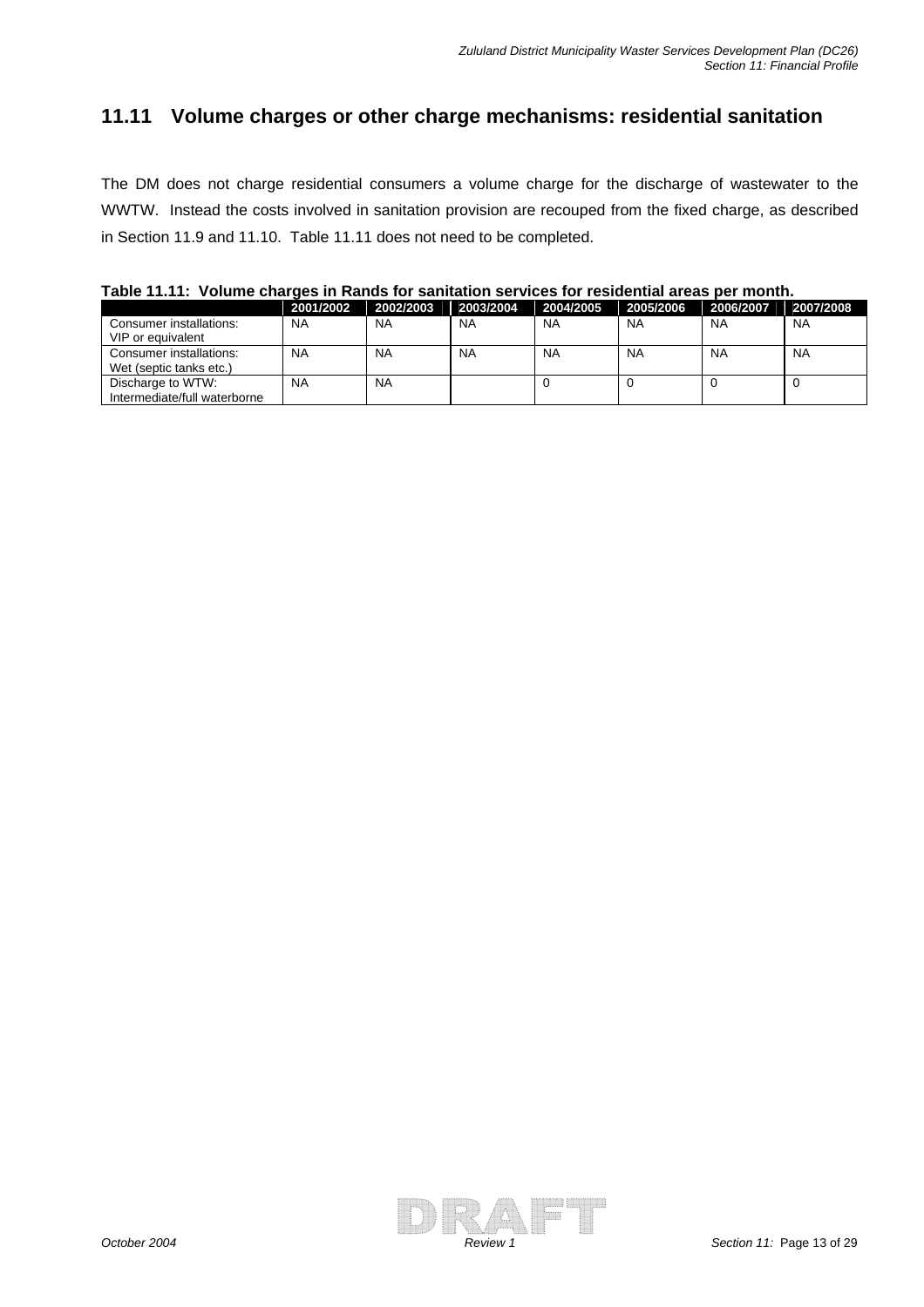## 11.11 Volume charges or other charge mechanisms: residential sanitation

The DM does not charge residential consumers a volume charge for the discharge of wastewater to the WWTW. Instead the costs involved in sanitation provision are recouped from the fixed charge, as described in Section 11.9 and 11.10. Table 11.11 does not need to be completed.

**Table 11.11: Volume charges in Rands for sanitation services for residential areas per month.**

| | 2001/2002 | 2002/2003 | 2003/2004 | 2004/2005 | 2005/2006 | 2006/2007 | 2007/2008 |
|---|---|---|---|---|---|---|---|
| Consumer installations: VIP or equivalent | NA | NA | NA | NA | NA | NA | NA |
| Consumer installations: Wet (septic tanks etc.) | NA | NA | NA | NA | NA | NA | NA |
| Discharge to WTW: Intermediate/full waterborne | NA | NA | | 0 | 0 | 0 | 0 |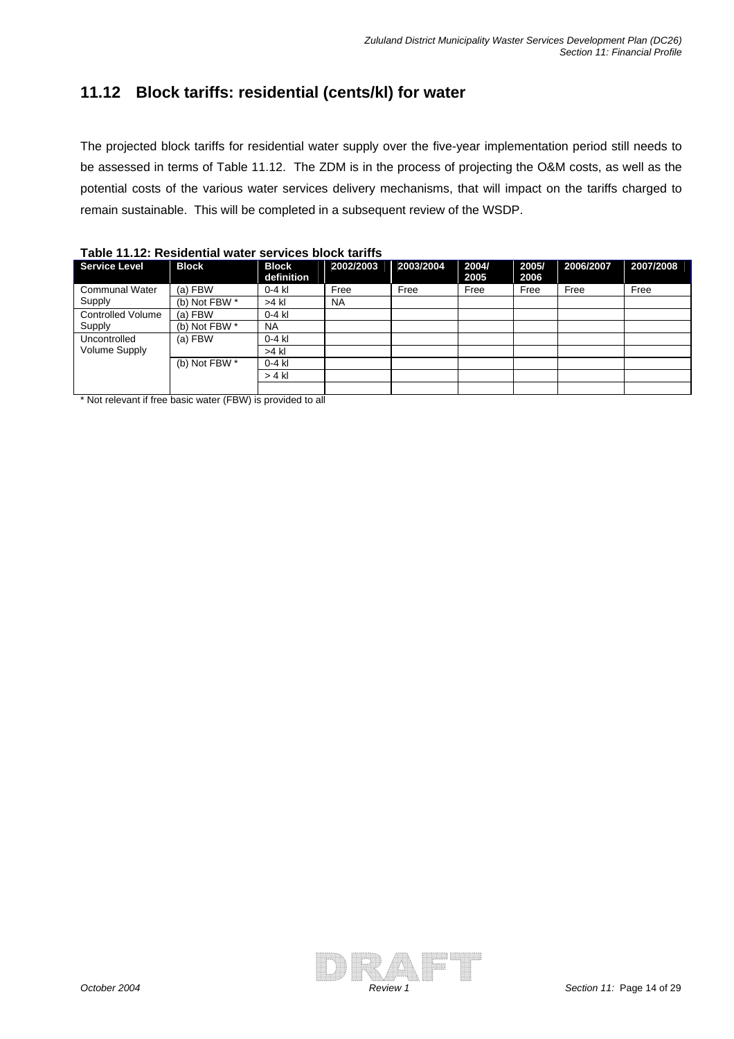## 11.12 Block tariffs: residential (cents/kl) for water

The projected block tariffs for residential water supply over the five-year implementation period still needs to be assessed in terms of Table 11.12. The ZDM is in the process of projecting the O&M costs, as well as the potential costs of the various water services delivery mechanisms, that will impact on the tariffs charged to remain sustainable. This will be completed in a subsequent review of the WSDP.

**Table 11.12: Residential water services block tariffs**

| Service Level | Block | Block definition | 2002/2003 | 2003/2004 | 2004/2005 | 2005/2006 | 2006/2007 | 2007/2008 |
|---|---|---|---|---|---|---|---|---|
| Communal Water Supply | (a) FBW | 0-4 kl | Free | Free | Free | Free | Free | Free |
| | (b) Not FBW * | >4 kl | NA | | | | | |
| Controlled Volume Supply | (a) FBW | 0-4 kl | | | | | | |
| | (b) Not FBW * | NA | | | | | | |
| Uncontrolled Volume Supply | (a) FBW | 0-4 kl | | | | | | |
| | | >4 kl | | | | | | |
| | (b) Not FBW * | 0-4 kl | | | | | | |
| | | > 4 kl | | | | | | |
| | | | | | | | | |

\* Not relevant if free basic water (FBW) is provided to all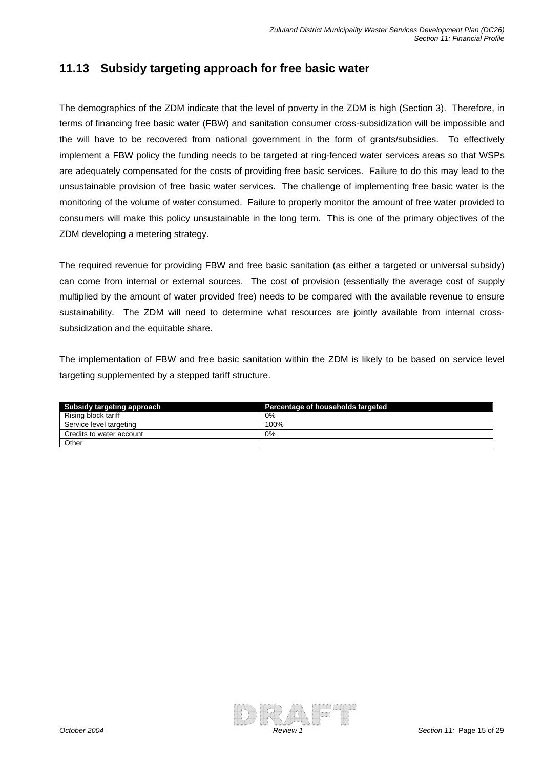## 11.13 Subsidy targeting approach for free basic water

The demographics of the ZDM indicate that the level of poverty in the ZDM is high (Section 3). Therefore, in terms of financing free basic water (FBW) and sanitation consumer cross-subsidization will be impossible and the will have to be recovered from national government in the form of grants/subsidies. To effectively implement a FBW policy the funding needs to be targeted at ring-fenced water services areas so that WSPs are adequately compensated for the costs of providing free basic services. Failure to do this may lead to the unsustainable provision of free basic water services. The challenge of implementing free basic water is the monitoring of the volume of water consumed. Failure to properly monitor the amount of free water provided to consumers will make this policy unsustainable in the long term. This is one of the primary objectives of the ZDM developing a metering strategy.

The required revenue for providing FBW and free basic sanitation (as either a targeted or universal subsidy) can come from internal or external sources. The cost of provision (essentially the average cost of supply multiplied by the amount of water provided free) needs to be compared with the available revenue to ensure sustainability. The ZDM will need to determine what resources are jointly available from internal cross-subsidization and the equitable share.

The implementation of FBW and free basic sanitation within the ZDM is likely to be based on service level targeting supplemented by a stepped tariff structure.

| Subsidy targeting approach | Percentage of households targeted |
|---|---|
| Rising block tariff | 0% |
| Service level targeting | 100% |
| Credits to water account | 0% |
| Other | |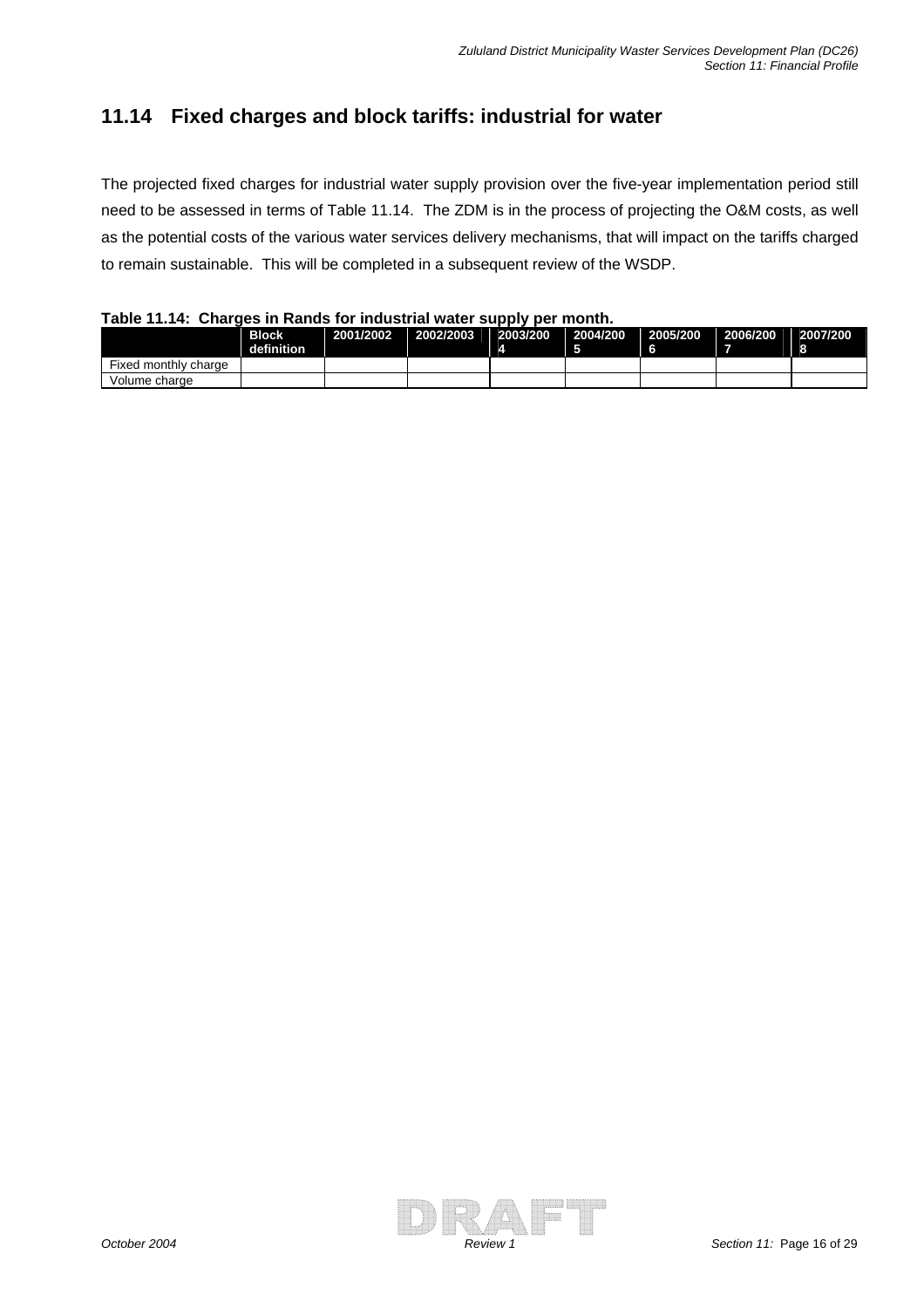## 11.14 Fixed charges and block tariffs: industrial for water

The projected fixed charges for industrial water supply provision over the five-year implementation period still need to be assessed in terms of Table 11.14. The ZDM is in the process of projecting the O&M costs, as well as the potential costs of the various water services delivery mechanisms, that will impact on the tariffs charged to remain sustainable. This will be completed in a subsequent review of the WSDP.

**Table 11.14: Charges in Rands for industrial water supply per month.**

| | Block definition | 2001/2002 | 2002/2003 | 2003/2004 | 2004/2005 | 2005/2006 | 2006/2007 | 2007/2008 |
|---|---|---|---|---|---|---|---|---|
| Fixed monthly charge | | | | | | | | |
| Volume charge | | | | | | | | |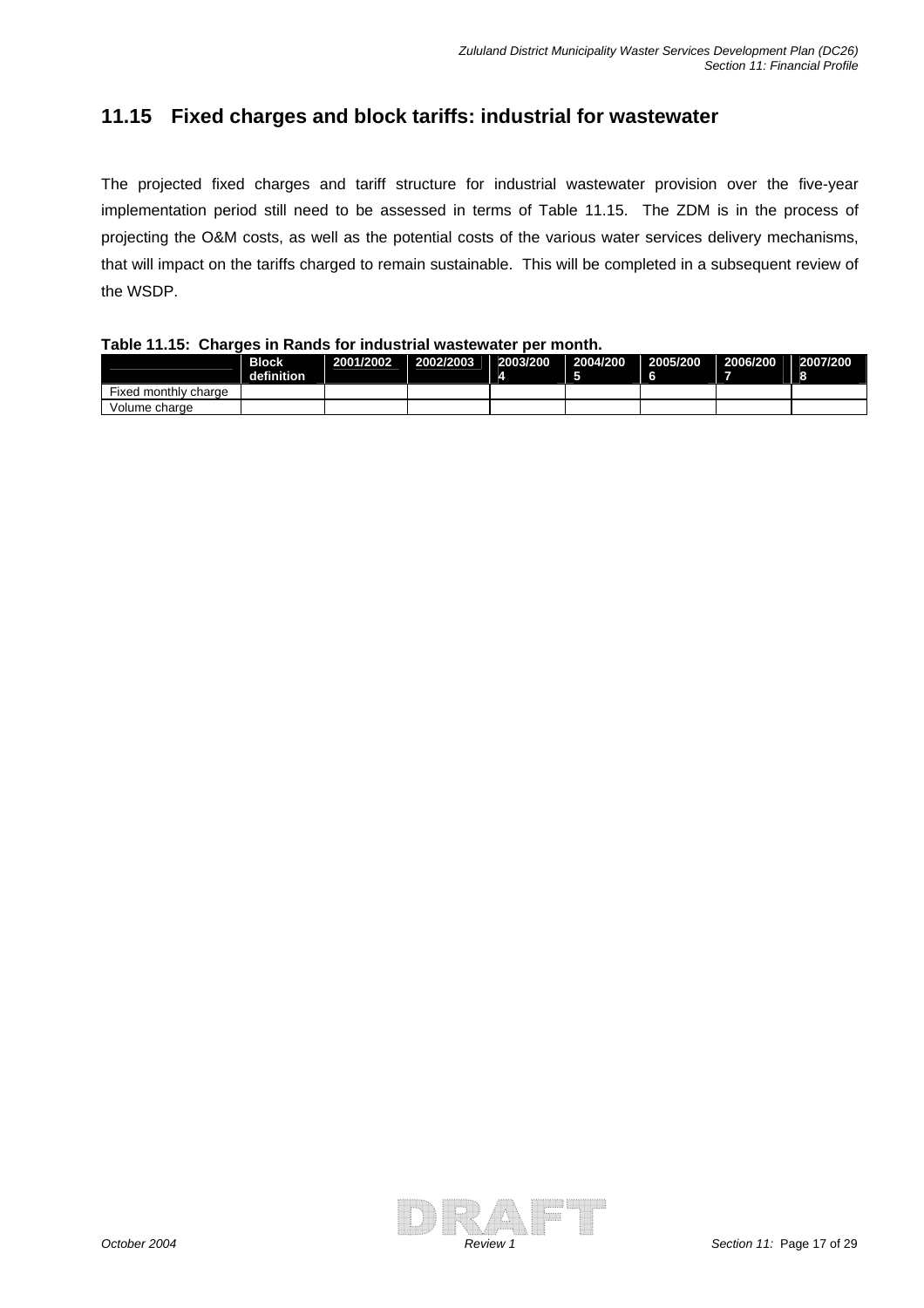## 11.15 Fixed charges and block tariffs: industrial for wastewater

The projected fixed charges and tariff structure for industrial wastewater provision over the five-year implementation period still need to be assessed in terms of Table 11.15. The ZDM is in the process of projecting the O&M costs, as well as the potential costs of the various water services delivery mechanisms, that will impact on the tariffs charged to remain sustainable. This will be completed in a subsequent review of the WSDP.

**Table 11.15: Charges in Rands for industrial wastewater per month.**

| | Block definition | 2001/2002 | 2002/2003 | 2003/2004 | 2004/2005 | 2005/2006 | 2006/2007 | 2007/2008 |
|---|---|---|---|---|---|---|---|---|
| Fixed monthly charge | | | | | | | | |
| Volume charge | | | | | | | | |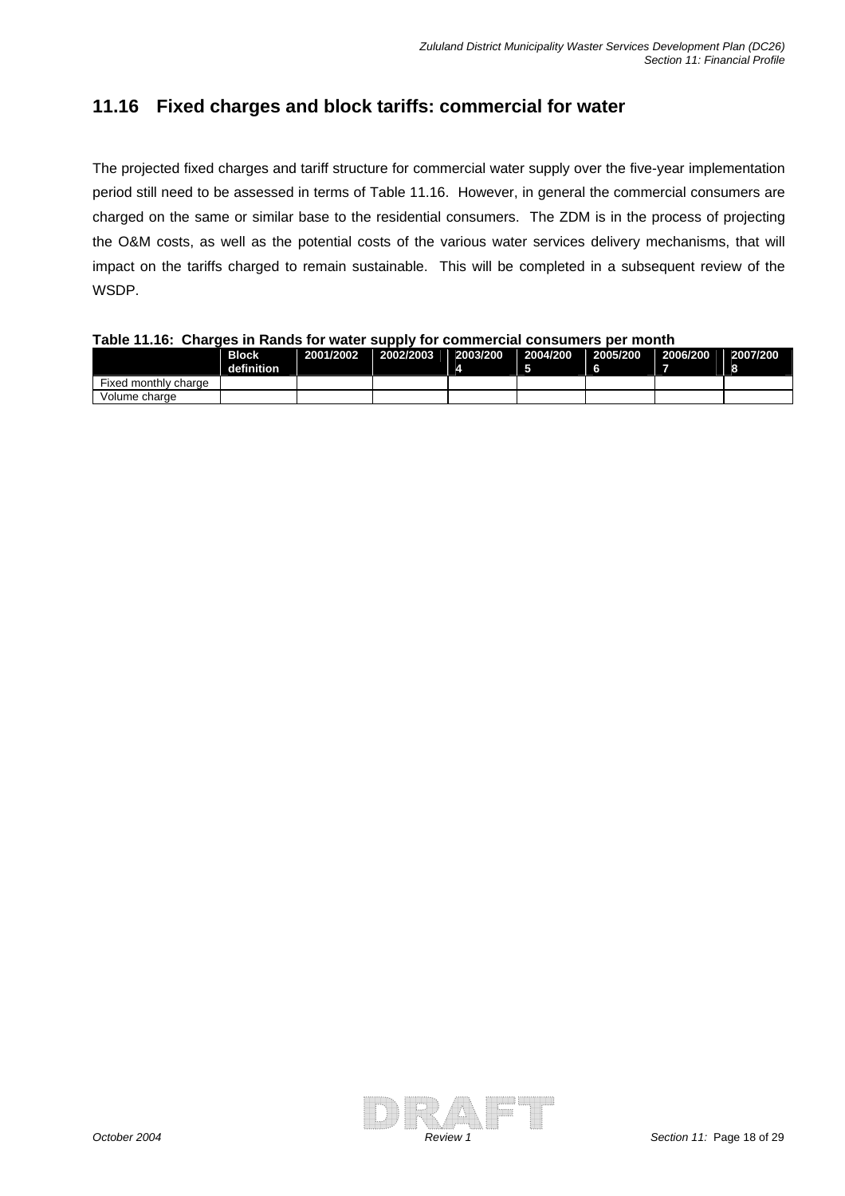## 11.16 Fixed charges and block tariffs: commercial for water

The projected fixed charges and tariff structure for commercial water supply over the five-year implementation period still need to be assessed in terms of Table 11.16. However, in general the commercial consumers are charged on the same or similar base to the residential consumers. The ZDM is in the process of projecting the O&M costs, as well as the potential costs of the various water services delivery mechanisms, that will impact on the tariffs charged to remain sustainable. This will be completed in a subsequent review of the WSDP.

**Table 11.16: Charges in Rands for water supply for commercial consumers per month**

| | Block definition | 2001/2002 | 2002/2003 | 2003/2004 | 2004/2005 | 2005/2006 | 2006/2007 | 2007/2008 |
|---|---|---|---|---|---|---|---|---|
| Fixed monthly charge | | | | | | | | |
| Volume charge | | | | | | | | |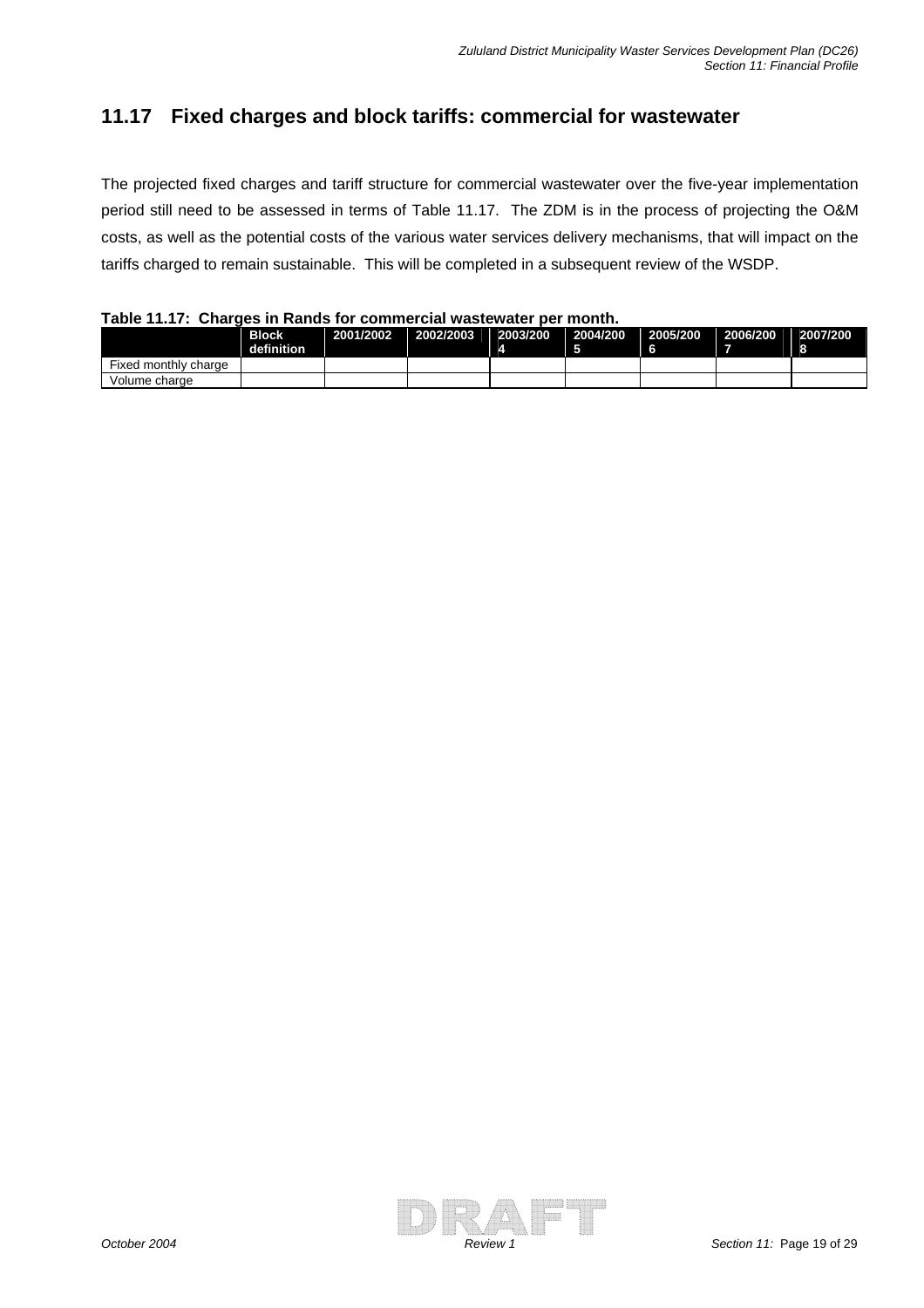## 11.17 Fixed charges and block tariffs: commercial for wastewater

The projected fixed charges and tariff structure for commercial wastewater over the five-year implementation period still need to be assessed in terms of Table 11.17. The ZDM is in the process of projecting the O&M costs, as well as the potential costs of the various water services delivery mechanisms, that will impact on the tariffs charged to remain sustainable. This will be completed in a subsequent review of the WSDP.

**Table 11.17: Charges in Rands for commercial wastewater per month.**

| | Block definition | 2001/2002 | 2002/2003 | 2003/2004 | 2004/2005 | 2005/2006 | 2006/2007 | 2007/2008 |
|---|---|---|---|---|---|---|---|---|
| Fixed monthly charge | | | | | | | | |
| Volume charge | | | | | | | | |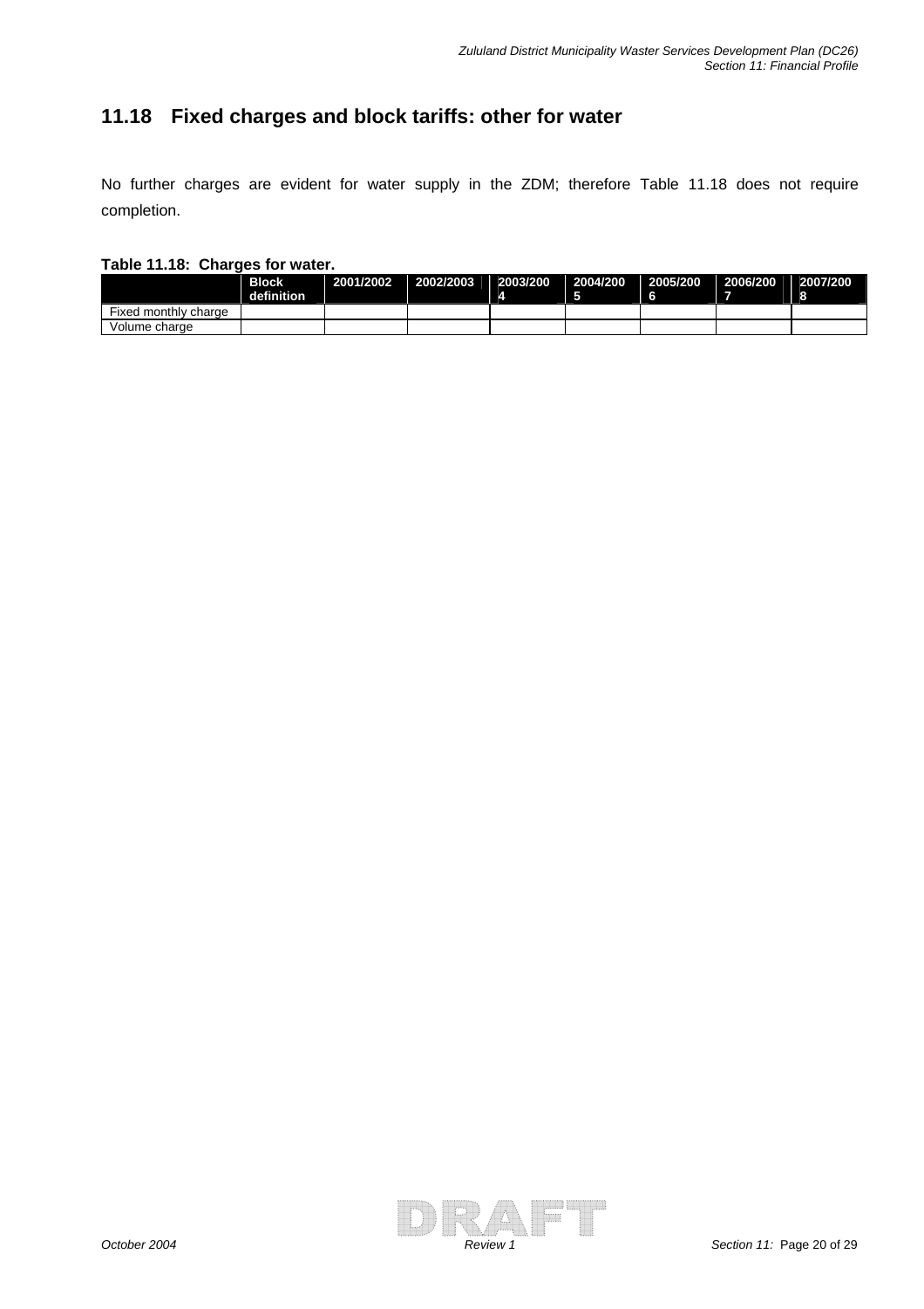## 11.18 Fixed charges and block tariffs: other for water

No further charges are evident for water supply in the ZDM; therefore Table 11.18 does not require completion.

**Table 11.18: Charges for water.**

| | Block definition | 2001/2002 | 2002/2003 | 2003/2004 | 2004/2005 | 2005/2006 | 2006/2007 | 2007/2008 |
|---|---|---|---|---|---|---|---|---|
| Fixed monthly charge | | | | | | | | |
| Volume charge | | | | | | | | |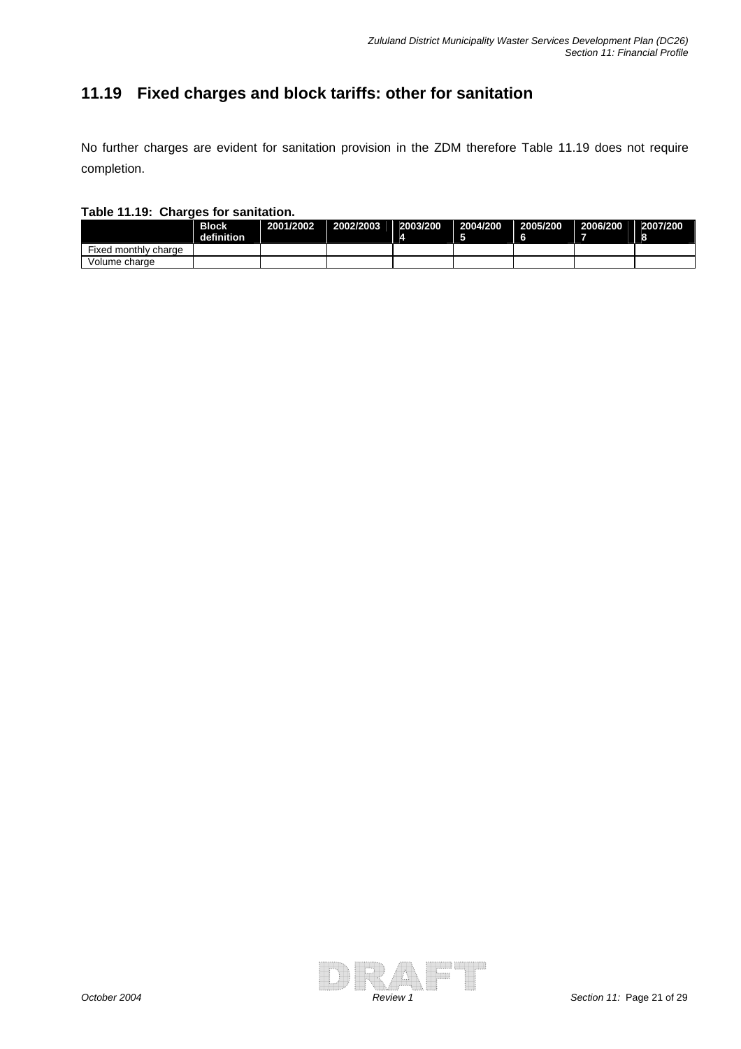## 11.19 Fixed charges and block tariffs: other for sanitation

No further charges are evident for sanitation provision in the ZDM therefore Table 11.19 does not require completion.

**Table 11.19: Charges for sanitation.**

| | Block definition | 2001/2002 | 2002/2003 | 2003/2004 | 2004/2005 | 2005/2006 | 2006/2007 | 2007/2008 |
|---|---|---|---|---|---|---|---|---|
| Fixed monthly charge | | | | | | | | |
| Volume charge | | | | | | | | |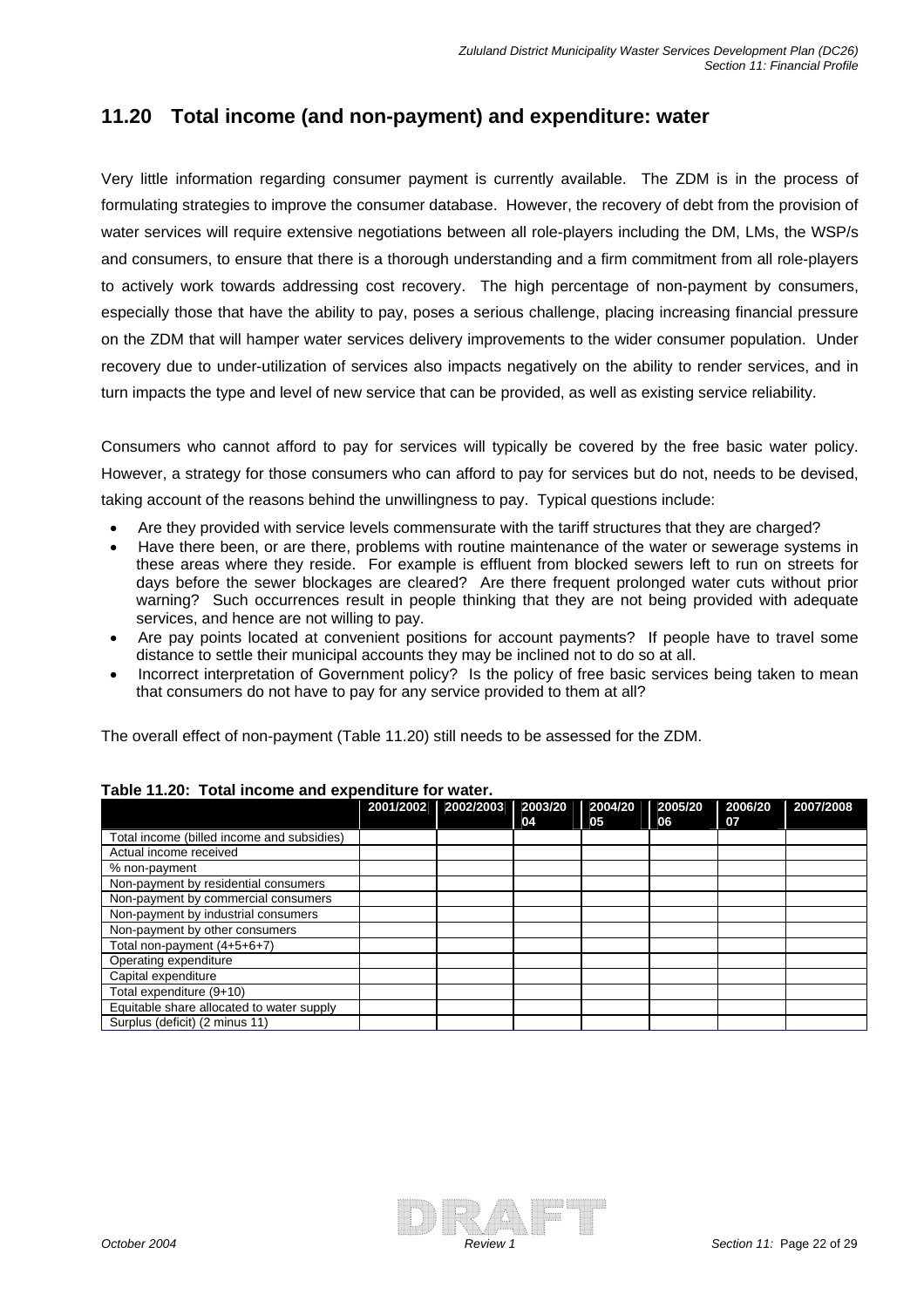## 11.20 Total income (and non-payment) and expenditure: water

Very little information regarding consumer payment is currently available. The ZDM is in the process of formulating strategies to improve the consumer database. However, the recovery of debt from the provision of water services will require extensive negotiations between all role-players including the DM, LMs, the WSP/s and consumers, to ensure that there is a thorough understanding and a firm commitment from all role-players to actively work towards addressing cost recovery. The high percentage of non-payment by consumers, especially those that have the ability to pay, poses a serious challenge, placing increasing financial pressure on the ZDM that will hamper water services delivery improvements to the wider consumer population. Under recovery due to under-utilization of services also impacts negatively on the ability to render services, and in turn impacts the type and level of new service that can be provided, as well as existing service reliability.

Consumers who cannot afford to pay for services will typically be covered by the free basic water policy. However, a strategy for those consumers who can afford to pay for services but do not, needs to be devised, taking account of the reasons behind the unwillingness to pay. Typical questions include:

- Are they provided with service levels commensurate with the tariff structures that they are charged?
- Have there been, or are there, problems with routine maintenance of the water or sewerage systems in these areas where they reside. For example is effluent from blocked sewers left to run on streets for days before the sewer blockages are cleared? Are there frequent prolonged water cuts without prior warning? Such occurrences result in people thinking that they are not being provided with adequate services, and hence are not willing to pay.
- Are pay points located at convenient positions for account payments? If people have to travel some distance to settle their municipal accounts they may be inclined not to do so at all.
- Incorrect interpretation of Government policy? Is the policy of free basic services being taken to mean that consumers do not have to pay for any service provided to them at all?

The overall effect of non-payment (Table 11.20) still needs to be assessed for the ZDM.

**Table 11.20: Total income and expenditure for water.**

| | 2001/2002 | 2002/2003 | 2003/2004 | 2004/2005 | 2005/2006 | 2006/2007 | 2007/2008 |
|---|---|---|---|---|---|---|---|
| Total income (billed income and subsidies) | | | | | | | |
| Actual income received | | | | | | | |
| % non-payment | | | | | | | |
| Non-payment by residential consumers | | | | | | | |
| Non-payment by commercial consumers | | | | | | | |
| Non-payment by industrial consumers | | | | | | | |
| Non-payment by other consumers | | | | | | | |
| Total non-payment (4+5+6+7) | | | | | | | |
| Operating expenditure | | | | | | | |
| Capital expenditure | | | | | | | |
| Total expenditure (9+10) | | | | | | | |
| Equitable share allocated to water supply | | | | | | | |
| Surplus (deficit) (2 minus 11) | | | | | | | |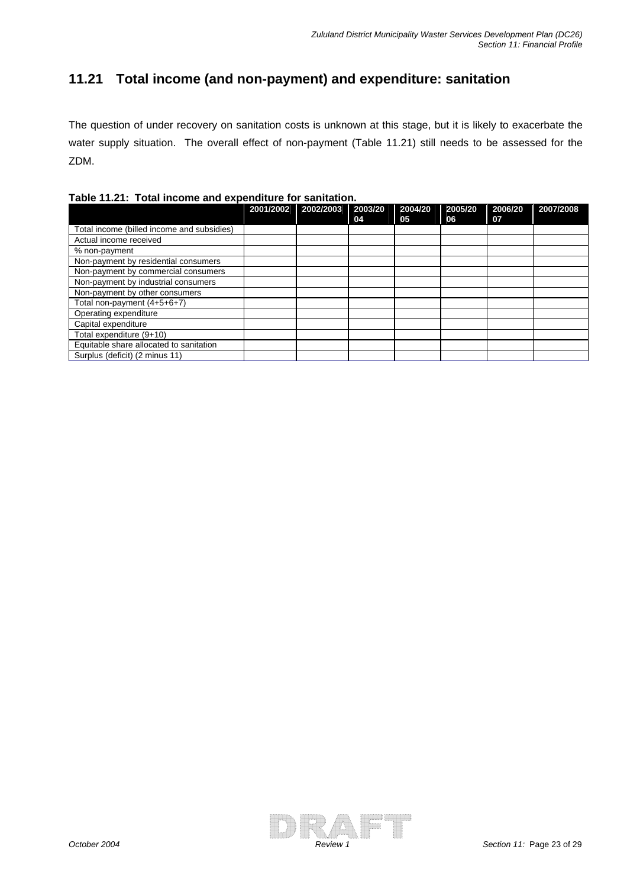## 11.21 Total income (and non-payment) and expenditure: sanitation

The question of under recovery on sanitation costs is unknown at this stage, but it is likely to exacerbate the water supply situation. The overall effect of non-payment (Table 11.21) still needs to be assessed for the ZDM.

**Table 11.21: Total income and expenditure for sanitation.**

| | 2001/2002 | 2002/2003 | 2003/2004 | 2004/2005 | 2005/2006 | 2006/2007 | 2007/2008 |
|---|---|---|---|---|---|---|---|
| Total income (billed income and subsidies) | | | | | | | |
| Actual income received | | | | | | | |
| % non-payment | | | | | | | |
| Non-payment by residential consumers | | | | | | | |
| Non-payment by commercial consumers | | | | | | | |
| Non-payment by industrial consumers | | | | | | | |
| Non-payment by other consumers | | | | | | | |
| Total non-payment (4+5+6+7) | | | | | | | |
| Operating expenditure | | | | | | | |
| Capital expenditure | | | | | | | |
| Total expenditure (9+10) | | | | | | | |
| Equitable share allocated to sanitation | | | | | | | |
| Surplus (deficit) (2 minus 11) | | | | | | | |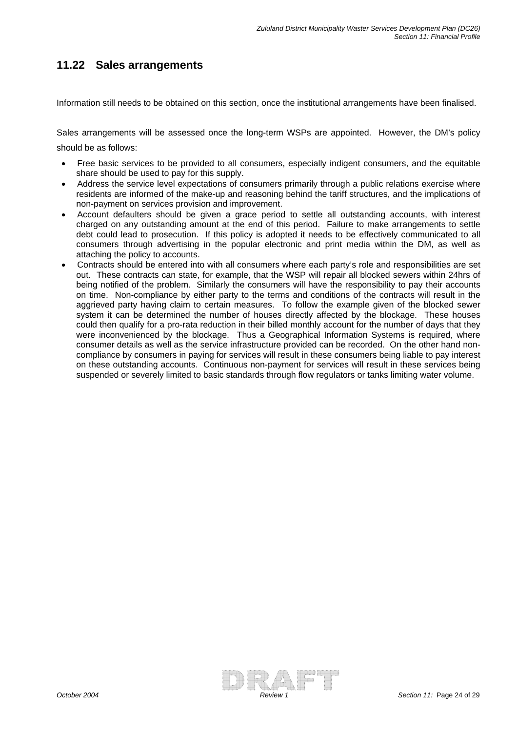## 11.22 Sales arrangements

Information still needs to be obtained on this section, once the institutional arrangements have been finalised.

Sales arrangements will be assessed once the long-term WSPs are appointed. However, the DM's policy should be as follows:

- Free basic services to be provided to all consumers, especially indigent consumers, and the equitable share should be used to pay for this supply.
- Address the service level expectations of consumers primarily through a public relations exercise where residents are informed of the make-up and reasoning behind the tariff structures, and the implications of non-payment on services provision and improvement.
- Account defaulters should be given a grace period to settle all outstanding accounts, with interest charged on any outstanding amount at the end of this period. Failure to make arrangements to settle debt could lead to prosecution. If this policy is adopted it needs to be effectively communicated to all consumers through advertising in the popular electronic and print media within the DM, as well as attaching the policy to accounts.
- Contracts should be entered into with all consumers where each party's role and responsibilities are set out. These contracts can state, for example, that the WSP will repair all blocked sewers within 24hrs of being notified of the problem. Similarly the consumers will have the responsibility to pay their accounts on time. Non-compliance by either party to the terms and conditions of the contracts will result in the aggrieved party having claim to certain measures. To follow the example given of the blocked sewer system it can be determined the number of houses directly affected by the blockage. These houses could then qualify for a pro-rata reduction in their billed monthly account for the number of days that they were inconvenienced by the blockage. Thus a Geographical Information Systems is required, where consumer details as well as the service infrastructure provided can be recorded. On the other hand non-compliance by consumers in paying for services will result in these consumers being liable to pay interest on these outstanding accounts. Continuous non-payment for services will result in these services being suspended or severely limited to basic standards through flow regulators or tanks limiting water volume.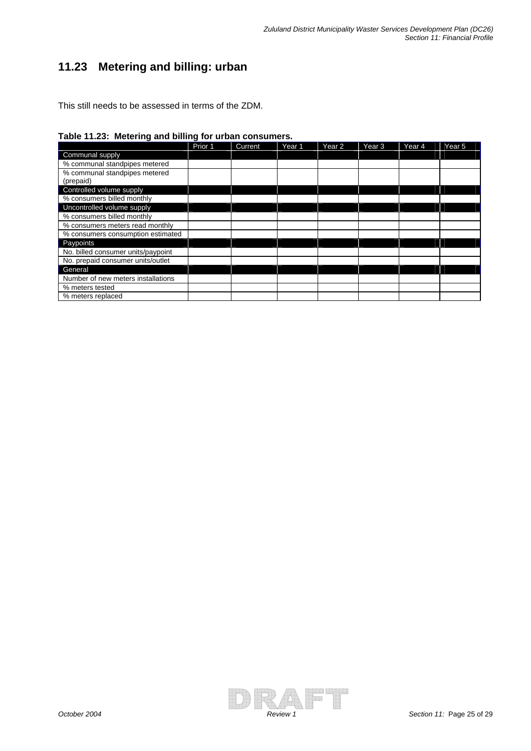## 11.23 Metering and billing: urban

This still needs to be assessed in terms of the ZDM.

**Table 11.23: Metering and billing for urban consumers.**

| | Prior 1 | Current | Year 1 | Year 2 | Year 3 | Year 4 | Year 5 |
|---|---|---|---|---|---|---|---|
| Communal supply | | | | | | | |
| % communal standpipes metered | | | | | | | |
| % communal standpipes metered (prepaid) | | | | | | | |
| Controlled volume supply | | | | | | | |
| % consumers billed monthly | | | | | | | |
| Uncontrolled volume supply | | | | | | | |
| % consumers billed monthly | | | | | | | |
| % consumers meters read monthly | | | | | | | |
| % consumers consumption estimated | | | | | | | |
| Paypoints | | | | | | | |
| No. billed consumer units/paypoint | | | | | | | |
| No. prepaid consumer units/outlet | | | | | | | |
| General | | | | | | | |
| Number of new meters installations | | | | | | | |
| % meters tested | | | | | | | |
| % meters replaced | | | | | | | |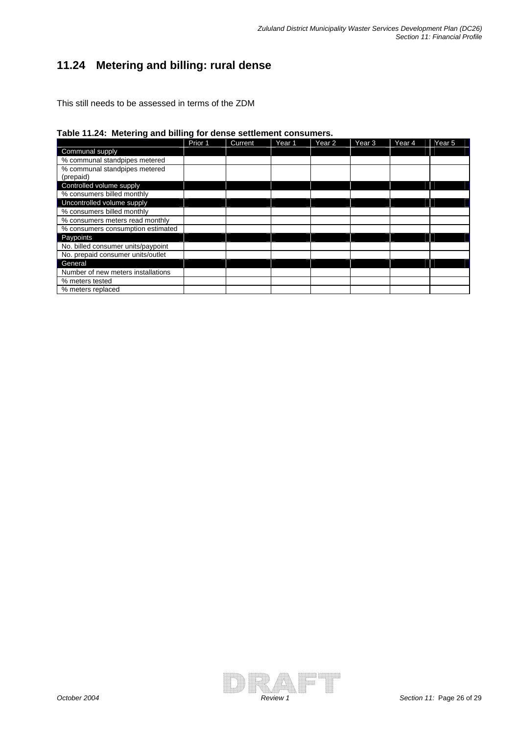## 11.24 Metering and billing: rural dense

This still needs to be assessed in terms of the ZDM

**Table 11.24: Metering and billing for dense settlement consumers.**

| | Prior 1 | Current | Year 1 | Year 2 | Year 3 | Year 4 | Year 5 |
|---|---|---|---|---|---|---|---|
| Communal supply | | | | | | | |
| % communal standpipes metered | | | | | | | |
| % communal standpipes metered (prepaid) | | | | | | | |
| Controlled volume supply | | | | | | | |
| % consumers billed monthly | | | | | | | |
| Uncontrolled volume supply | | | | | | | |
| % consumers billed monthly | | | | | | | |
| % consumers meters read monthly | | | | | | | |
| % consumers consumption estimated | | | | | | | |
| Paypoints | | | | | | | |
| No. billed consumer units/paypoint | | | | | | | |
| No. prepaid consumer units/outlet | | | | | | | |
| General | | | | | | | |
| Number of new meters installations | | | | | | | |
| % meters tested | | | | | | | |
| % meters replaced | | | | | | | |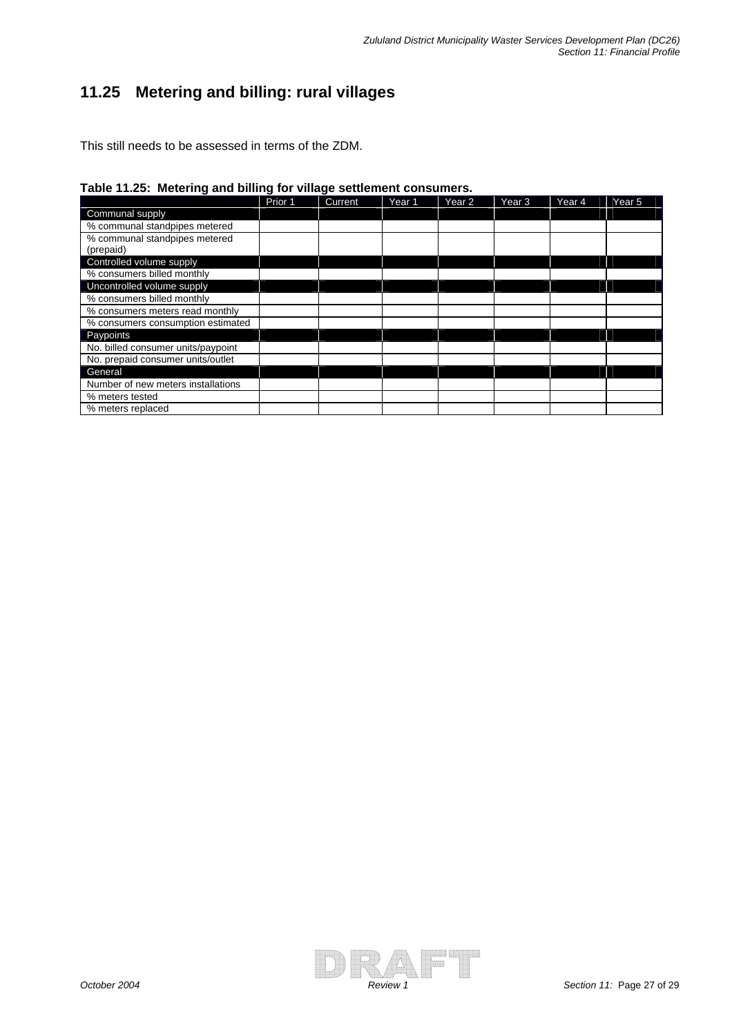## 11.25 Metering and billing: rural villages

This still needs to be assessed in terms of the ZDM.

**Table 11.25: Metering and billing for village settlement consumers.**

| | Prior 1 | Current | Year 1 | Year 2 | Year 3 | Year 4 | Year 5 |
|---|---|---|---|---|---|---|---|
| **Communal supply** | | | | | | | |
| % communal standpipes metered | | | | | | | |
| % communal standpipes metered (prepaid) | | | | | | | |
| **Controlled volume supply** | | | | | | | |
| % consumers billed monthly | | | | | | | |
| **Uncontrolled volume supply** | | | | | | | |
| % consumers billed monthly | | | | | | | |
| % consumers meters read monthly | | | | | | | |
| % consumers consumption estimated | | | | | | | |
| **Paypoints** | | | | | | | |
| No. billed consumer units/paypoint | | | | | | | |
| No. prepaid consumer units/outlet | | | | | | | |
| **General** | | | | | | | |
| Number of new meters installations | | | | | | | |
| % meters tested | | | | | | | |
| % meters replaced | | | | | | | |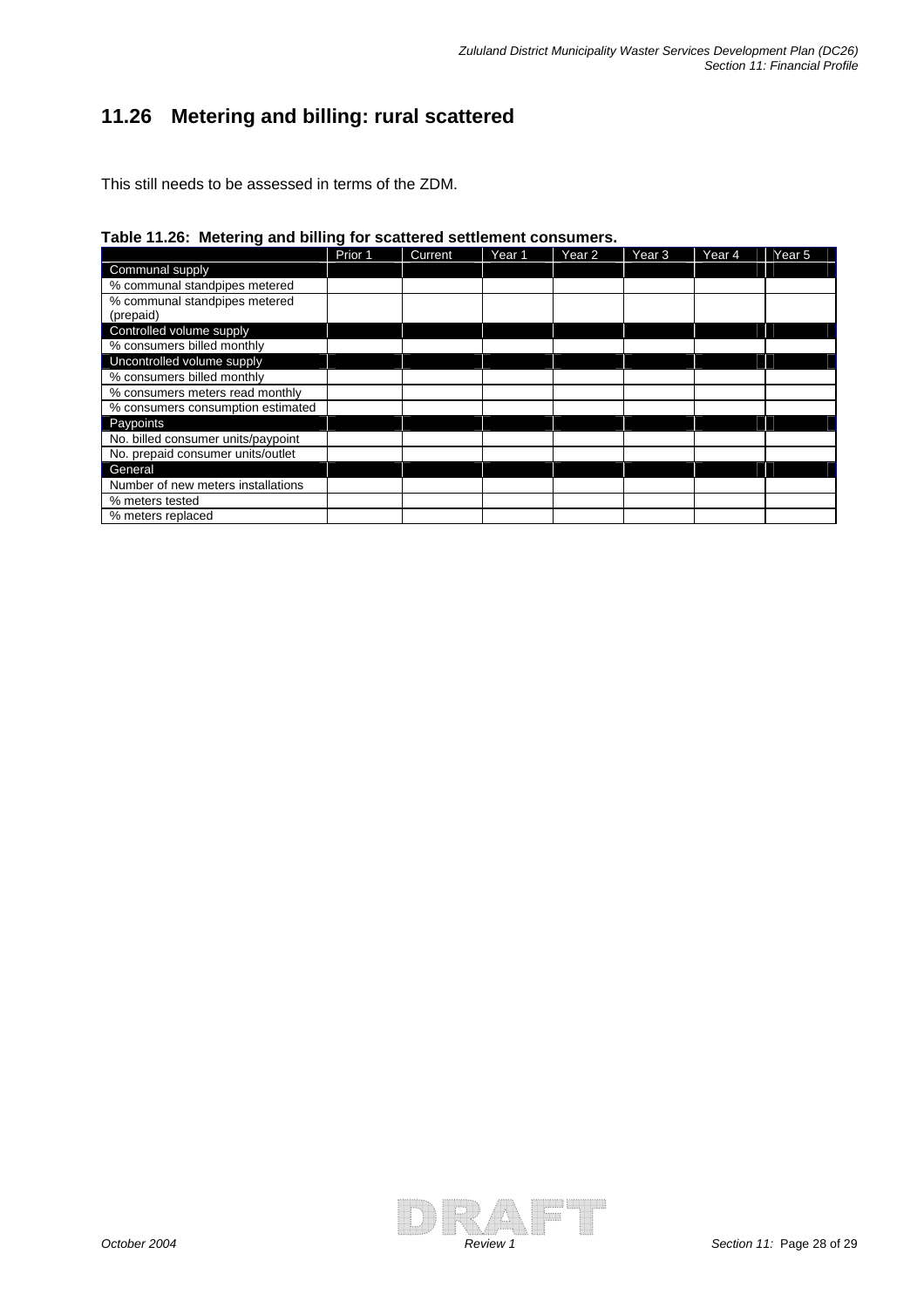## 11.26 Metering and billing: rural scattered

This still needs to be assessed in terms of the ZDM.

**Table 11.26: Metering and billing for scattered settlement consumers.**

| | Prior 1 | Current | Year 1 | Year 2 | Year 3 | Year 4 | Year 5 |
|---|---|---|---|---|---|---|---|
| Communal supply | | | | | | | |
| % communal standpipes metered | | | | | | | |
| % communal standpipes metered (prepaid) | | | | | | | |
| Controlled volume supply | | | | | | | |
| % consumers billed monthly | | | | | | | |
| Uncontrolled volume supply | | | | | | | |
| % consumers billed monthly | | | | | | | |
| % consumers meters read monthly | | | | | | | |
| % consumers consumption estimated | | | | | | | |
| Paypoints | | | | | | | |
| No. billed consumer units/paypoint | | | | | | | |
| No. prepaid consumer units/outlet | | | | | | | |
| General | | | | | | | |
| Number of new meters installations | | | | | | | |
| % meters tested | | | | | | | |
| % meters replaced | | | | | | | |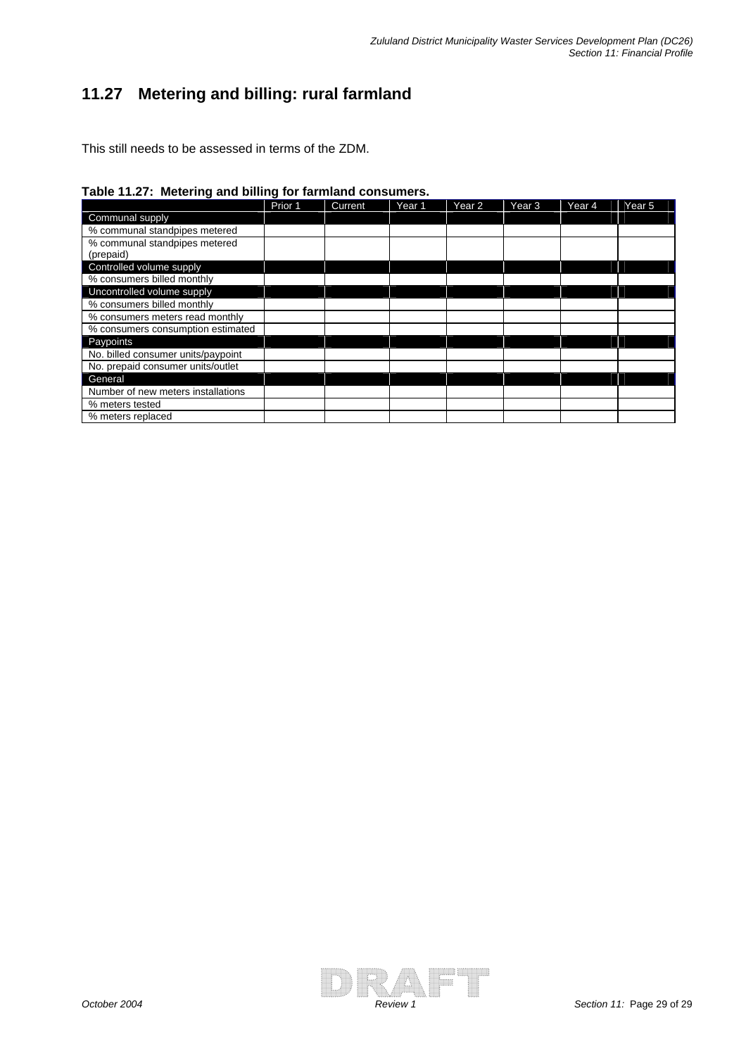## 11.27 Metering and billing: rural farmland

This still needs to be assessed in terms of the ZDM.

**Table 11.27: Metering and billing for farmland consumers.**

| | Prior 1 | Current | Year 1 | Year 2 | Year 3 | Year 4 | Year 5 |
|---|---|---|---|---|---|---|---|
| Communal supply | | | | | | | |
| % communal standpipes metered | | | | | | | |
| % communal standpipes metered (prepaid) | | | | | | | |
| Controlled volume supply | | | | | | | |
| % consumers billed monthly | | | | | | | |
| Uncontrolled volume supply | | | | | | | |
| % consumers billed monthly | | | | | | | |
| % consumers meters read monthly | | | | | | | |
| % consumers consumption estimated | | | | | | | |
| Paypoints | | | | | | | |
| No. billed consumer units/paypoint | | | | | | | |
| No. prepaid consumer units/outlet | | | | | | | |
| General | | | | | | | |
| Number of new meters installations | | | | | | | |
| % meters tested | | | | | | | |
| % meters replaced | | | | | | | |